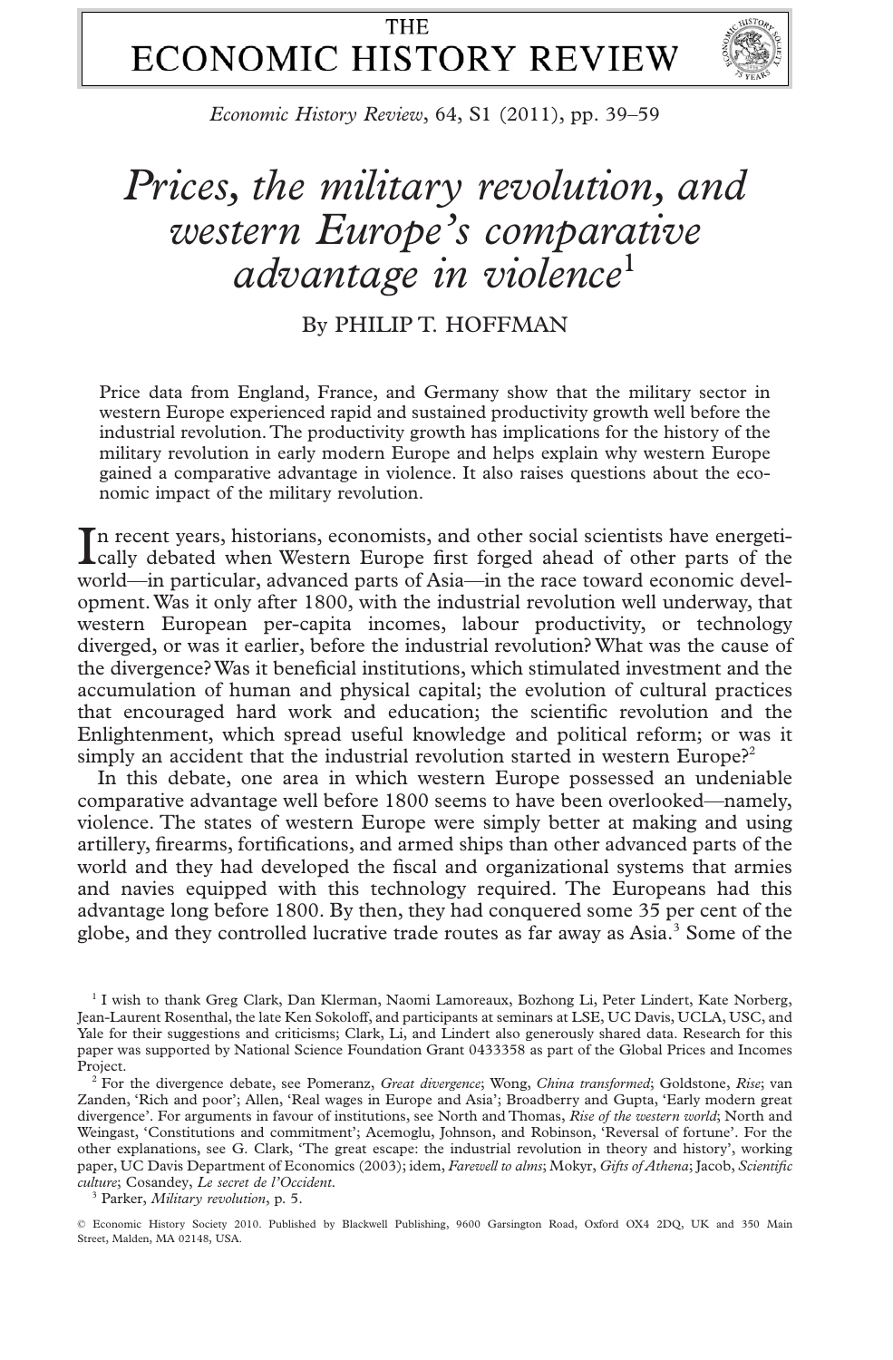# Prices, the military revolution, and western Europe's comparative advantage in violence[1]

By PHILIP T. HOFFMAN

Price data from England, France, and Germany show that the military sector in western Europe experienced rapid and sustained productivity growth well before the industrial revolution. The productivity growth has implications for the history of the military revolution in early modern Europe and helps explain why western Europe gained a comparative advantage in violence. It also raises questions about the economic impact of the military revolution.

In recent years, historians, economists, and other social scientists have energetically debated when Western Europe first forged ahead of other parts of the world—in particular, advanced parts of Asia—in the race toward economic development. Was it only after 1800, with the industrial revolution well underway, that western European per-capita incomes, labour productivity, or technology diverged, or was it earlier, before the industrial revolution? What was the cause of the divergence? Was it beneficial institutions, which stimulated investment and the accumulation of human and physical capital; the evolution of cultural practices that encouraged hard work and education; the scientific revolution and the Enlightenment, which spread useful knowledge and political reform; or was it simply an accident that the industrial revolution started in western Europe?[2]

In this debate, one area in which western Europe possessed an undeniable comparative advantage well before 1800 seems to have been overlooked—namely, violence. The states of western Europe were simply better at making and using artillery, firearms, fortifications, and armed ships than other advanced parts of the world and they had developed the fiscal and organizational systems that armies and navies equipped with this technology required. The Europeans had this advantage long before 1800. By then, they had conquered some 35 per cent of the globe, and they controlled lucrative trade routes as far away as Asia.[3] Some of the

---

[1] I wish to thank Greg Clark, Dan Klerman, Naomi Lamoreaux, Bozhong Li, Peter Lindert, Kate Norberg, Jean-Laurent Rosenthal, the late Ken Sokoloff, and participants at seminars at LSE, UC Davis, UCLA, USC, and Yale for their suggestions and criticisms; Clark, Li, and Lindert also generously shared data. Research for this paper was supported by National Science Foundation Grant 0433358 as part of the Global Prices and Incomes Project.

[2] For the divergence debate, see Pomeranz, *Great divergence*; Wong, *China transformed*; Goldstone, *Rise*; van Zanden, 'Rich and poor'; Allen, 'Real wages in Europe and Asia'; Broadberry and Gupta, 'Early modern great divergence'. For arguments in favour of institutions, see North and Thomas, *Rise of the western world*; North and Weingast, 'Constitutions and commitment'; Acemoglu, Johnson, and Robinson, 'Reversal of fortune'. For the other explanations, see G. Clark, 'The great escape: the industrial revolution in theory and history', working paper, UC Davis Department of Economics (2003); idem, *Farewell to alms*; Mokyr, *Gifts of Athena*; Jacob, *Scientific culture*; Cosandey, *Le secret de l'Occident*.

[3] Parker, *Military revolution*, p. 5.

© Economic History Society 2010. Published by Blackwell Publishing, 9600 Garsington Road, Oxford OX4 2DQ, UK and 350 Main Street, Malden, MA 02148, USA.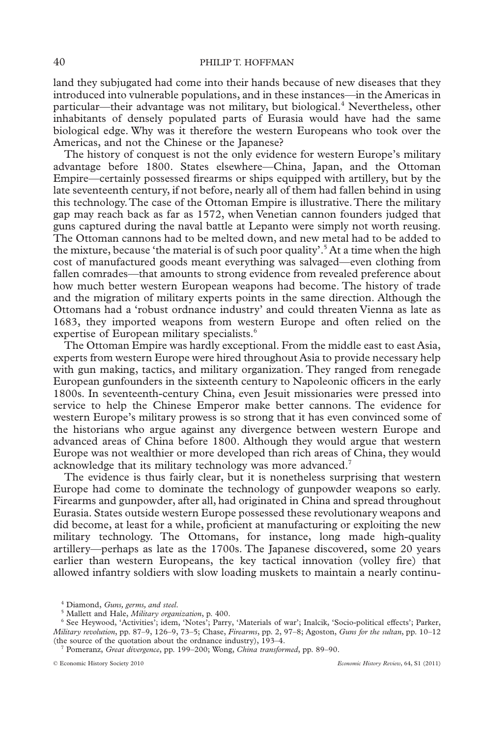land they subjugated had come into their hands because of new diseases that they introduced into vulnerable populations, and in these instances—in the Americas in particular—their advantage was not military, but biological.[4] Nevertheless, other inhabitants of densely populated parts of Eurasia would have had the same biological edge. Why was it therefore the western Europeans who took over the Americas, and not the Chinese or the Japanese?

The history of conquest is not the only evidence for western Europe's military advantage before 1800. States elsewhere—China, Japan, and the Ottoman Empire—certainly possessed firearms or ships equipped with artillery, but by the late seventeenth century, if not before, nearly all of them had fallen behind in using this technology. The case of the Ottoman Empire is illustrative. There the military gap may reach back as far as 1572, when Venetian cannon founders judged that guns captured during the naval battle at Lepanto were simply not worth reusing. The Ottoman cannons had to be melted down, and new metal had to be added to the mixture, because 'the material is of such poor quality'.[5] At a time when the high cost of manufactured goods meant everything was salvaged—even clothing from fallen comrades—that amounts to strong evidence from revealed preference about how much better western European weapons had become. The history of trade and the migration of military experts points in the same direction. Although the Ottomans had a 'robust ordnance industry' and could threaten Vienna as late as 1683, they imported weapons from western Europe and often relied on the expertise of European military specialists.[6]

The Ottoman Empire was hardly exceptional. From the middle east to east Asia, experts from western Europe were hired throughout Asia to provide necessary help with gun making, tactics, and military organization. They ranged from renegade European gunfounders in the sixteenth century to Napoleonic officers in the early 1800s. In seventeenth-century China, even Jesuit missionaries were pressed into service to help the Chinese Emperor make better cannons. The evidence for western Europe's military prowess is so strong that it has even convinced some of the historians who argue against any divergence between western Europe and advanced areas of China before 1800. Although they would argue that western Europe was not wealthier or more developed than rich areas of China, they would acknowledge that its military technology was more advanced.[7]

The evidence is thus fairly clear, but it is nonetheless surprising that western Europe had come to dominate the technology of gunpowder weapons so early. Firearms and gunpowder, after all, had originated in China and spread throughout Eurasia. States outside western Europe possessed these revolutionary weapons and did become, at least for a while, proficient at manufacturing or exploiting the new military technology. The Ottomans, for instance, long made high-quality artillery—perhaps as late as the 1700s. The Japanese discovered, some 20 years earlier than western Europeans, the key tactical innovation (volley fire) that allowed infantry soldiers with slow loading muskets to maintain a nearly continu-

[4] Diamond, *Guns, germs, and steel*.

[5] Mallett and Hale, *Military organization*, p. 400.

[6] See Heywood, 'Activities'; idem, 'Notes'; Parry, 'Materials of war'; Inalcik, 'Socio-political effects'; Parker, *Military revolution*, pp. 87–9, 126–9, 73–5; Chase, *Firearms*, pp. 2, 97–8; Agoston, *Guns for the sultan*, pp. 10–12 (the source of the quotation about the ordnance industry), 193–4.

[7] Pomeranz, *Great divergence*, pp. 199–200; Wong, *China transformed*, pp. 89–90.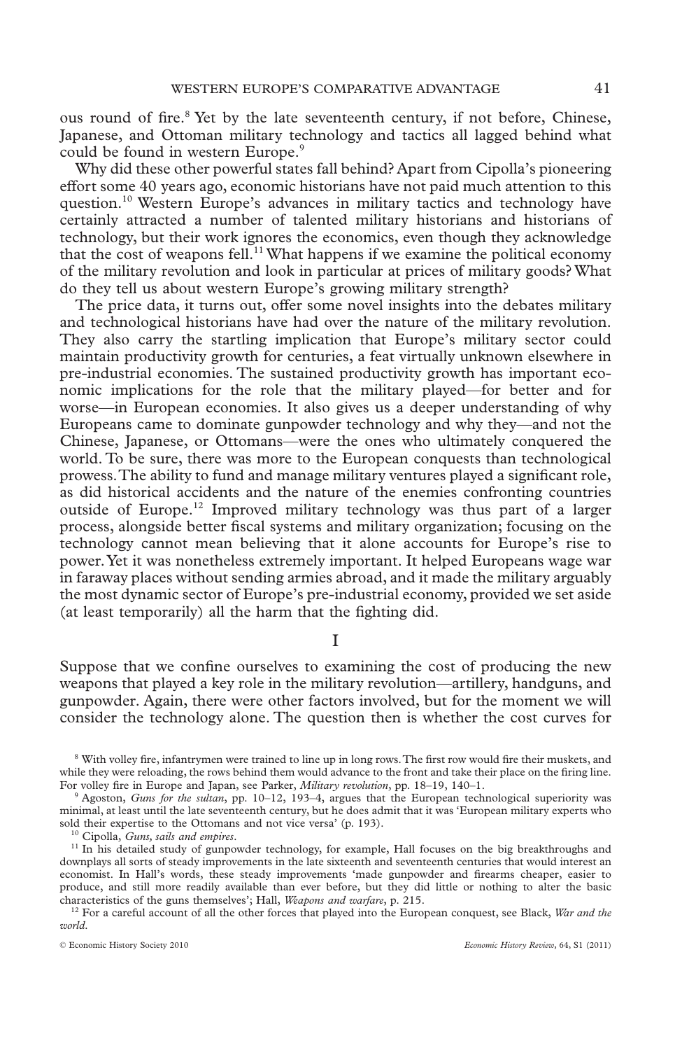ous round of fire.[8] Yet by the late seventeenth century, if not before, Chinese, Japanese, and Ottoman military technology and tactics all lagged behind what could be found in western Europe.[9]

Why did these other powerful states fall behind? Apart from Cipolla's pioneering effort some 40 years ago, economic historians have not paid much attention to this question.[10] Western Europe's advances in military tactics and technology have certainly attracted a number of talented military historians and historians of technology, but their work ignores the economics, even though they acknowledge that the cost of weapons fell.[11] What happens if we examine the political economy of the military revolution and look in particular at prices of military goods? What do they tell us about western Europe's growing military strength?

The price data, it turns out, offer some novel insights into the debates military and technological historians have had over the nature of the military revolution. They also carry the startling implication that Europe's military sector could maintain productivity growth for centuries, a feat virtually unknown elsewhere in pre-industrial economies. The sustained productivity growth has important economic implications for the role that the military played—for better and for worse—in European economies. It also gives us a deeper understanding of why Europeans came to dominate gunpowder technology and why they—and not the Chinese, Japanese, or Ottomans—were the ones who ultimately conquered the world. To be sure, there was more to the European conquests than technological prowess. The ability to fund and manage military ventures played a significant role, as did historical accidents and the nature of the enemies confronting countries outside of Europe.[12] Improved military technology was thus part of a larger process, alongside better fiscal systems and military organization; focusing on the technology cannot mean believing that it alone accounts for Europe's rise to power. Yet it was nonetheless extremely important. It helped Europeans wage war in faraway places without sending armies abroad, and it made the military arguably the most dynamic sector of Europe's pre-industrial economy, provided we set aside (at least temporarily) all the harm that the fighting did.

## I

Suppose that we confine ourselves to examining the cost of producing the new weapons that played a key role in the military revolution—artillery, handguns, and gunpowder. Again, there were other factors involved, but for the moment we will consider the technology alone. The question then is whether the cost curves for

---

[8] With volley fire, infantrymen were trained to line up in long rows. The first row would fire their muskets, and while they were reloading, the rows behind them would advance to the front and take their place on the firing line. For volley fire in Europe and Japan, see Parker, *Military revolution*, pp. 18–19, 140–1.

[9] Agoston, *Guns for the sultan*, pp. 10–12, 193–4, argues that the European technological superiority was minimal, at least until the late seventeenth century, but he does admit that it was 'European military experts who sold their expertise to the Ottomans and not vice versa' (p. 193).

[10] Cipolla, *Guns, sails and empires*.

[11] In his detailed study of gunpowder technology, for example, Hall focuses on the big breakthroughs and downplays all sorts of steady improvements in the late sixteenth and seventeenth centuries that would interest an economist. In Hall's words, these steady improvements 'made gunpowder and firearms cheaper, easier to produce, and still more readily available than ever before, but they did little or nothing to alter the basic characteristics of the guns themselves'; Hall, *Weapons and warfare*, p. 215.

[12] For a careful account of all the other forces that played into the European conquest, see Black, *War and the world*.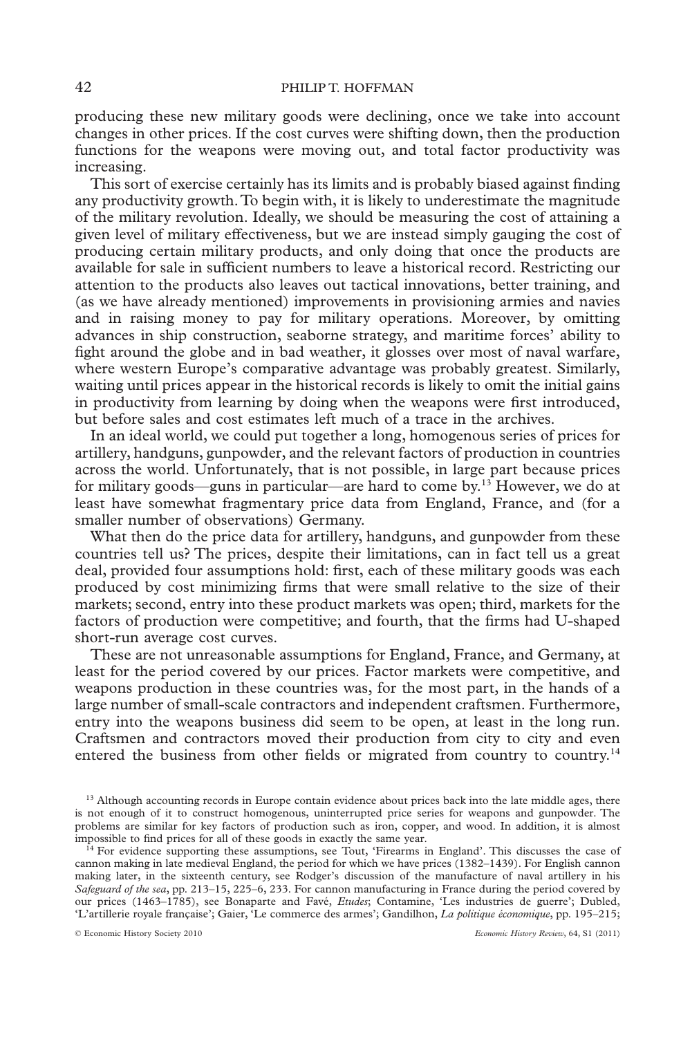producing these new military goods were declining, once we take into account changes in other prices. If the cost curves were shifting down, then the production functions for the weapons were moving out, and total factor productivity was increasing.

This sort of exercise certainly has its limits and is probably biased against finding any productivity growth. To begin with, it is likely to underestimate the magnitude of the military revolution. Ideally, we should be measuring the cost of attaining a given level of military effectiveness, but we are instead simply gauging the cost of producing certain military products, and only doing that once the products are available for sale in sufficient numbers to leave a historical record. Restricting our attention to the products also leaves out tactical innovations, better training, and (as we have already mentioned) improvements in provisioning armies and navies and in raising money to pay for military operations. Moreover, by omitting advances in ship construction, seaborne strategy, and maritime forces' ability to fight around the globe and in bad weather, it glosses over most of naval warfare, where western Europe's comparative advantage was probably greatest. Similarly, waiting until prices appear in the historical records is likely to omit the initial gains in productivity from learning by doing when the weapons were first introduced, but before sales and cost estimates left much of a trace in the archives.

In an ideal world, we could put together a long, homogenous series of prices for artillery, handguns, gunpowder, and the relevant factors of production in countries across the world. Unfortunately, that is not possible, in large part because prices for military goods—guns in particular—are hard to come by.[13] However, we do at least have somewhat fragmentary price data from England, France, and (for a smaller number of observations) Germany.

What then do the price data for artillery, handguns, and gunpowder from these countries tell us? The prices, despite their limitations, can in fact tell us a great deal, provided four assumptions hold: first, each of these military goods was each produced by cost minimizing firms that were small relative to the size of their markets; second, entry into these product markets was open; third, markets for the factors of production were competitive; and fourth, that the firms had U-shaped short-run average cost curves.

These are not unreasonable assumptions for England, France, and Germany, at least for the period covered by our prices. Factor markets were competitive, and weapons production in these countries was, for the most part, in the hands of a large number of small-scale contractors and independent craftsmen. Furthermore, entry into the weapons business did seem to be open, at least in the long run. Craftsmen and contractors moved their production from city to city and even entered the business from other fields or migrated from country to country.[14]

[13] Although accounting records in Europe contain evidence about prices back into the late middle ages, there is not enough of it to construct homogenous, uninterrupted price series for weapons and gunpowder. The problems are similar for key factors of production such as iron, copper, and wood. In addition, it is almost impossible to find prices for all of these goods in exactly the same year.

[14] For evidence supporting these assumptions, see Tout, 'Firearms in England'. This discusses the case of cannon making in late medieval England, the period for which we have prices (1382–1439). For English cannon making later, in the sixteenth century, see Rodger's discussion of the manufacture of naval artillery in his *Safeguard of the sea*, pp. 213–15, 225–6, 233. For cannon manufacturing in France during the period covered by our prices (1463–1785), see Bonaparte and Favé, *Etudes*; Contamine, 'Les industries de guerre'; Dubled, 'L'artillerie royale française'; Gaier, 'Le commerce des armes'; Gandilhon, *La politique économique*, pp. 195–215;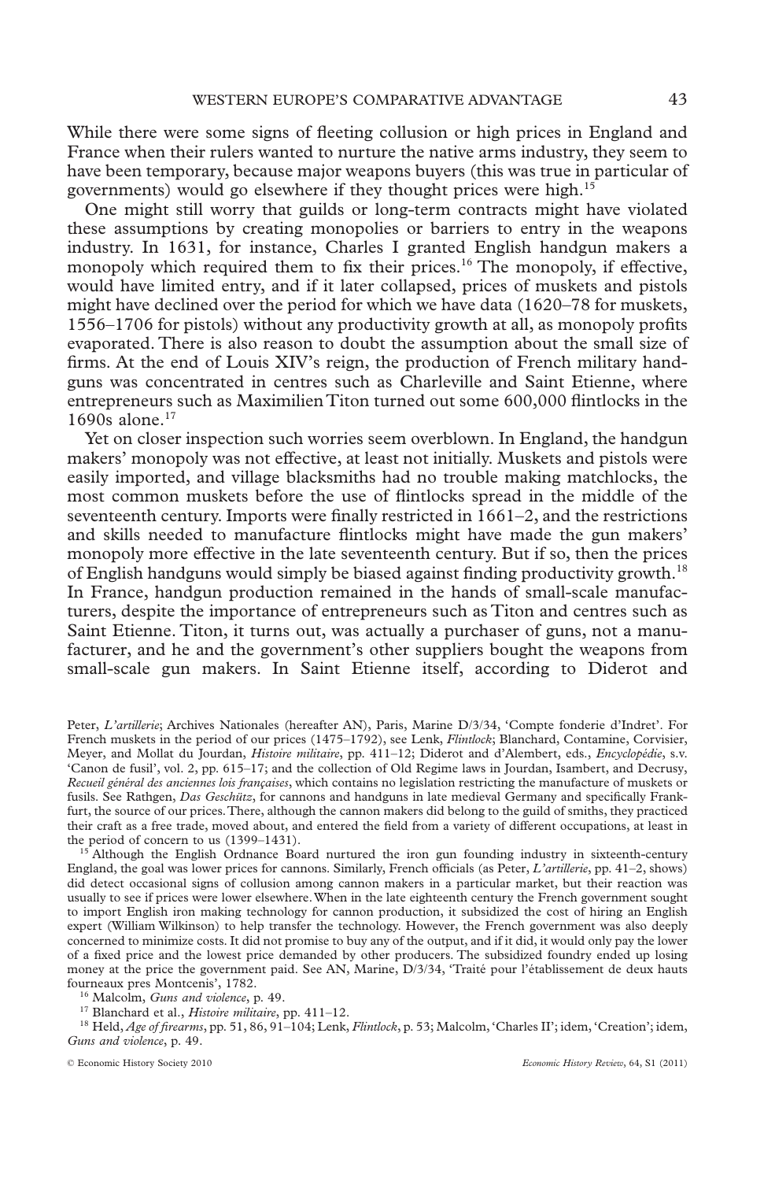While there were some signs of fleeting collusion or high prices in England and France when their rulers wanted to nurture the native arms industry, they seem to have been temporary, because major weapons buyers (this was true in particular of governments) would go elsewhere if they thought prices were high.[15]

One might still worry that guilds or long-term contracts might have violated these assumptions by creating monopolies or barriers to entry in the weapons industry. In 1631, for instance, Charles I granted English handgun makers a monopoly which required them to fix their prices.[16] The monopoly, if effective, would have limited entry, and if it later collapsed, prices of muskets and pistols might have declined over the period for which we have data (1620–78 for muskets, 1556–1706 for pistols) without any productivity growth at all, as monopoly profits evaporated. There is also reason to doubt the assumption about the small size of firms. At the end of Louis XIV's reign, the production of French military handguns was concentrated in centres such as Charleville and Saint Etienne, where entrepreneurs such as Maximilien Titon turned out some 600,000 flintlocks in the 1690s alone.[17]

Yet on closer inspection such worries seem overblown. In England, the handgun makers' monopoly was not effective, at least not initially. Muskets and pistols were easily imported, and village blacksmiths had no trouble making matchlocks, the most common muskets before the use of flintlocks spread in the middle of the seventeenth century. Imports were finally restricted in 1661–2, and the restrictions and skills needed to manufacture flintlocks might have made the gun makers' monopoly more effective in the late seventeenth century. But if so, then the prices of English handguns would simply be biased against finding productivity growth.[18] In France, handgun production remained in the hands of small-scale manufacturers, despite the importance of entrepreneurs such as Titon and centres such as Saint Etienne. Titon, it turns out, was actually a purchaser of guns, not a manufacturer, and he and the government's other suppliers bought the weapons from small-scale gun makers. In Saint Etienne itself, according to Diderot and

---

Peter, *L'artillerie*; Archives Nationales (hereafter AN), Paris, Marine D/3/34, 'Compte fonderie d'Indret'. For French muskets in the period of our prices (1475–1792), see Lenk, *Flintlock*; Blanchard, Contamine, Corvisier, Meyer, and Mollat du Jourdan, *Histoire militaire*, pp. 411–12; Diderot and d'Alembert, eds., *Encyclopédie*, s.v. 'Canon de fusil', vol. 2, pp. 615–17; and the collection of Old Regime laws in Jourdan, Isambert, and Decrusy, *Recueil général des anciennes lois françaises*, which contains no legislation restricting the manufacture of muskets or fusils. See Rathgen, *Das Geschütz*, for cannons and handguns in late medieval Germany and specifically Frankfurt, the source of our prices. There, although the cannon makers did belong to the guild of smiths, they practiced their craft as a free trade, moved about, and entered the field from a variety of different occupations, at least in the period of concern to us (1399–1431).

[15] Although the English Ordnance Board nurtured the iron gun founding industry in sixteenth-century England, the goal was lower prices for cannons. Similarly, French officials (as Peter, *L'artillerie*, pp. 41–2, shows) did detect occasional signs of collusion among cannon makers in a particular market, but their reaction was usually to see if prices were lower elsewhere. When in the late eighteenth century the French government sought to import English iron making technology for cannon production, it subsidized the cost of hiring an English expert (William Wilkinson) to help transfer the technology. However, the French government was also deeply concerned to minimize costs. It did not promise to buy any of the output, and if it did, it would only pay the lower of a fixed price and the lowest price demanded by other producers. The subsidized foundry ended up losing money at the price the government paid. See AN, Marine, D/3/34, 'Traité pour l'établissement de deux hauts fourneaux pres Montcenis', 1782.

[16] Malcolm, *Guns and violence*, p. 49.

[17] Blanchard et al., *Histoire militaire*, pp. 411–12.

[18] Held, *Age of firearms*, pp. 51, 86, 91–104; Lenk, *Flintlock*, p. 53; Malcolm, 'Charles II'; idem, 'Creation'; idem, *Guns and violence*, p. 49.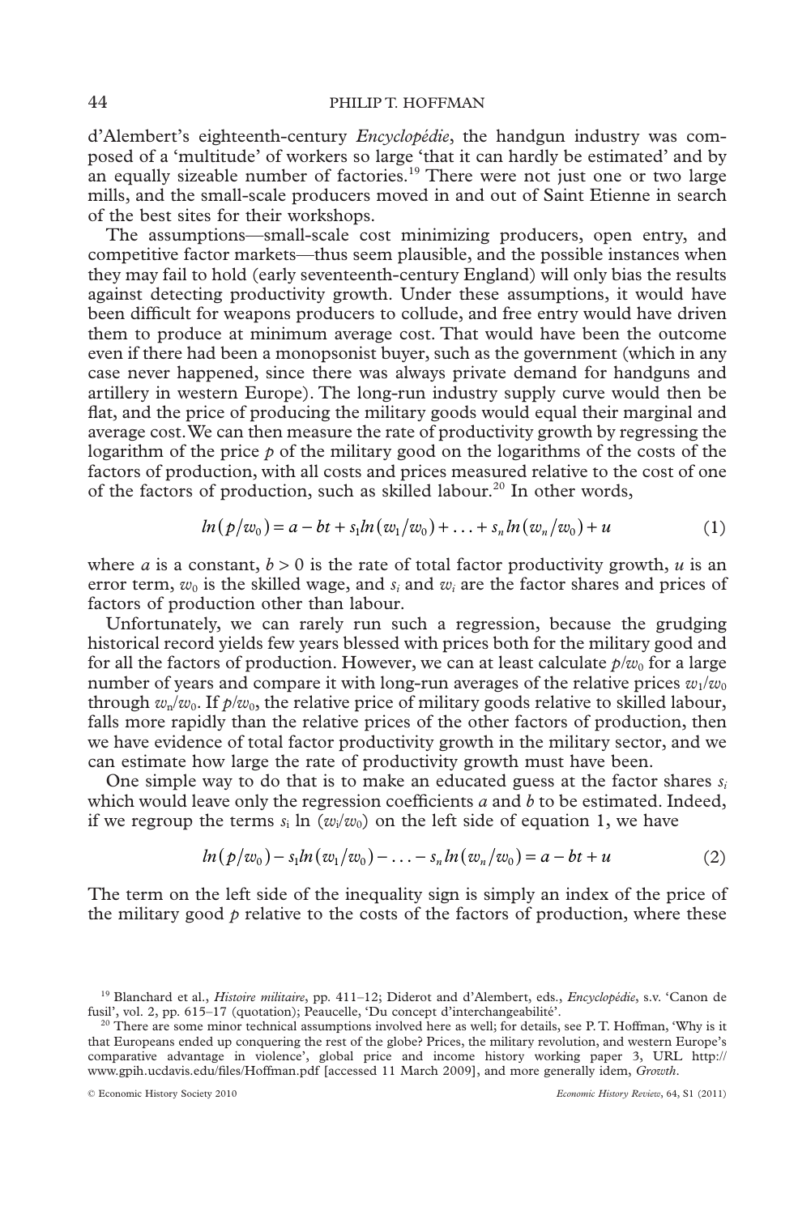d'Alembert's eighteenth-century *Encyclopédie*, the handgun industry was composed of a 'multitude' of workers so large 'that it can hardly be estimated' and by an equally sizeable number of factories.[19] There were not just one or two large mills, and the small-scale producers moved in and out of Saint Etienne in search of the best sites for their workshops.

The assumptions—small-scale cost minimizing producers, open entry, and competitive factor markets—thus seem plausible, and the possible instances when they may fail to hold (early seventeenth-century England) will only bias the results against detecting productivity growth. Under these assumptions, it would have been difficult for weapons producers to collude, and free entry would have driven them to produce at minimum average cost. That would have been the outcome even if there had been a monopsonist buyer, such as the government (which in any case never happened, since there was always private demand for handguns and artillery in western Europe). The long-run industry supply curve would then be flat, and the price of producing the military goods would equal their marginal and average cost. We can then measure the rate of productivity growth by regressing the logarithm of the price $p$ of the military good on the logarithms of the costs of the factors of production, with all costs and prices measured relative to the cost of one of the factors of production, such as skilled labour.[20] In other words,

$$ln(p/w_0) = a - bt + s_1 ln(w_1/w_0) + \ldots + s_n ln(w_n/w_0) + u \qquad (1)$$

where $a$ is a constant, $b > 0$ is the rate of total factor productivity growth, $u$ is an error term, $w_0$ is the skilled wage, and $s_i$ and $w_i$ are the factor shares and prices of factors of production other than labour.

Unfortunately, we can rarely run such a regression, because the grudging historical record yields few years blessed with prices both for the military good and for all the factors of production. However, we can at least calculate $p/w_0$ for a large number of years and compare it with long-run averages of the relative prices $w_1/w_0$ through $w_n/w_0$. If $p/w_0$, the relative price of military goods relative to skilled labour, falls more rapidly than the relative prices of the other factors of production, then we have evidence of total factor productivity growth in the military sector, and we can estimate how large the rate of productivity growth must have been.

One simple way to do that is to make an educated guess at the factor shares $s_i$ which would leave only the regression coefficients $a$ and $b$ to be estimated. Indeed, if we regroup the terms $s_i$ ln $(w_i/w_0)$ on the left side of equation 1, we have

$$ln(p/w_0) - s_1 ln(w_1/w_0) - \ldots - s_n ln(w_n/w_0) = a - bt + u \qquad (2)$$

The term on the left side of the inequality sign is simply an index of the price of the military good $p$ relative to the costs of the factors of production, where these

[19] Blanchard et al., *Histoire militaire*, pp. 411–12; Diderot and d'Alembert, eds., *Encyclopédie*, s.v. 'Canon de fusil', vol. 2, pp. 615–17 (quotation); Peaucelle, 'Du concept d'interchangeabilité'.

[20] There are some minor technical assumptions involved here as well; for details, see P. T. Hoffman, 'Why is it that Europeans ended up conquering the rest of the globe? Prices, the military revolution, and western Europe's comparative advantage in violence', global price and income history working paper 3, URL http://www.gpih.ucdavis.edu/files/Hoffman.pdf [accessed 11 March 2009], and more generally idem, *Growth*.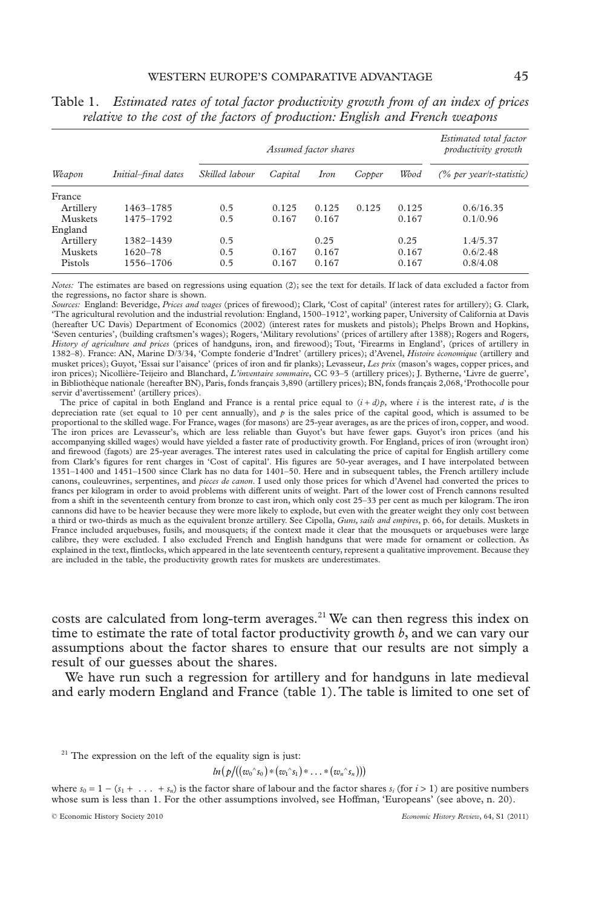Table 1. *Estimated rates of total factor productivity growth from of an index of prices relative to the cost of the factors of production: English and French weapons*

| Weapon | Initial–final dates | Assumed factor shares | | | | | Estimated total factor productivity growth |
|---|---|---|---|---|---|---|---|
| | | *Skilled labour* | *Capital* | *Iron* | *Copper* | *Wood* | *(% per year/t-statistic)* |
| France | | | | | | | |
| Artillery | 1463–1785 | 0.5 | 0.125 | 0.125 | 0.125 | 0.125 | 0.6/16.35 |
| Muskets | 1475–1792 | 0.5 | 0.167 | 0.167 | | 0.167 | 0.1/0.96 |
| England | | | | | | | |
| Artillery | 1382–1439 | 0.5 | | 0.25 | | 0.25 | 1.4/5.37 |
| Muskets | 1620–78 | 0.5 | 0.167 | 0.167 | | 0.167 | 0.6/2.48 |
| Pistols | 1556–1706 | 0.5 | 0.167 | 0.167 | | 0.167 | 0.8/4.08 |

*Notes:* The estimates are based on regressions using equation (2); see the text for details. If lack of data excluded a factor from the regressions, no factor share is shown.

*Sources:* England: Beveridge, *Prices and wages* (prices of firewood); Clark, 'Cost of capital' (interest rates for artillery); G. Clark, 'The agricultural revolution and the industrial revolution: England, 1500–1912', working paper, University of California at Davis (hereafter UC Davis) Department of Economics (2002) (interest rates for muskets and pistols); Phelps Brown and Hopkins, 'Seven centuries', (building craftsmen's wages); Rogers, 'Military revolutions' (prices of artillery after 1388); Rogers and Rogers, *History of agriculture and prices* (prices of handguns, iron, and firewood); Tout, 'Firearms in England', (prices of artillery in 1382–8). France: AN, Marine D/3/34, 'Compte fonderie d'Indret' (artillery prices); d'Avenel, *Histoire économique* (artillery and musket prices); Guyot, 'Essai sur l'aisance' (prices of iron and fir planks); Levasseur, *Les prix* (mason's wages, copper prices, and iron prices); Nicollière-Teijeiro and Blanchard, *L'inventaire sommaire*, CC 93–5 (artillery prices); J. Bytherne, 'Livre de guerre', in Bibliothèque nationale (hereafter BN), Paris, fonds français 3,890 (artillery prices); BN, fonds français 2,068, 'Prothocolle pour servir d'avertissement' (artillery prices).

The price of capital in both England and France is a rental price equal to $(i + d)p$, where $i$ is the interest rate, $d$ is the depreciation rate (set equal to 10 per cent annually), and $p$ is the sales price of the capital good, which is assumed to be proportional to the skilled wage. For France, wages (for masons) are 25-year averages, as are the prices of iron, copper, and wood. The iron prices are Levasseur's, which are less reliable than Guyot's but have fewer gaps. Guyot's iron prices (and his accompanying skilled wages) would have yielded a faster rate of productivity growth. For England, prices of iron (wrought iron) and firewood (fagots) are 25-year averages. The interest rates used in calculating the price of capital for English artillery come from Clark's figures for rent charges in 'Cost of capital'. His figures are 50-year averages, and I have interpolated between 1351–1400 and 1451–1500 since Clark has no data for 1401–50. Here and in subsequent tables, the French artillery include canons, couleuvrines, serpentines, and *pieces de canon*. I used only those prices for which d'Avenel had converted the prices to francs per kilogram in order to avoid problems with different units of weight. Part of the lower cost of French cannons resulted from a shift in the seventeenth century from bronze to cast iron, which only cost 25–33 per cent as much per kilogram. The iron cannons did have to be heavier because they were more likely to explode, but even with the greater weight they only cost between a third or two-thirds as much as the equivalent bronze artillery. See Cipolla, *Guns, sails and empires*, p. 66, for details. Muskets in France included arquebuses, fusils, and mousquets; if the context made it clear that the mousquets or arquebuses were large calibre, they were excluded. I also excluded French and English handguns that were made for ornament or collection. As explained in the text, flintlocks, which appeared in the late seventeenth century, represent a qualitative improvement. Because they are included in the table, the productivity growth rates for muskets are underestimates.

costs are calculated from long-term averages.[21] We can then regress this index on time to estimate the rate of total factor productivity growth $b$, and we can vary our assumptions about the factor shares to ensure that our results are not simply a result of our guesses about the shares.

We have run such a regression for artillery and for handguns in late medieval and early modern England and France (table 1). The table is limited to one set of

[21] The expression on the left of the equality sign is just:

$$ln\left(p/\left((w_0\hat{\ }s_0)*(w_1\hat{\ }s_1)*\ldots*(w_n\hat{\ }s_n)\right)\right)$$

where $s_0 = 1 - (s_1 + \ \ldots \ + s_n)$ is the factor share of labour and the factor shares $s_i$ (for $i > 1$) are positive numbers whose sum is less than 1. For the other assumptions involved, see Hoffman, 'Europeans' (see above, n. 20).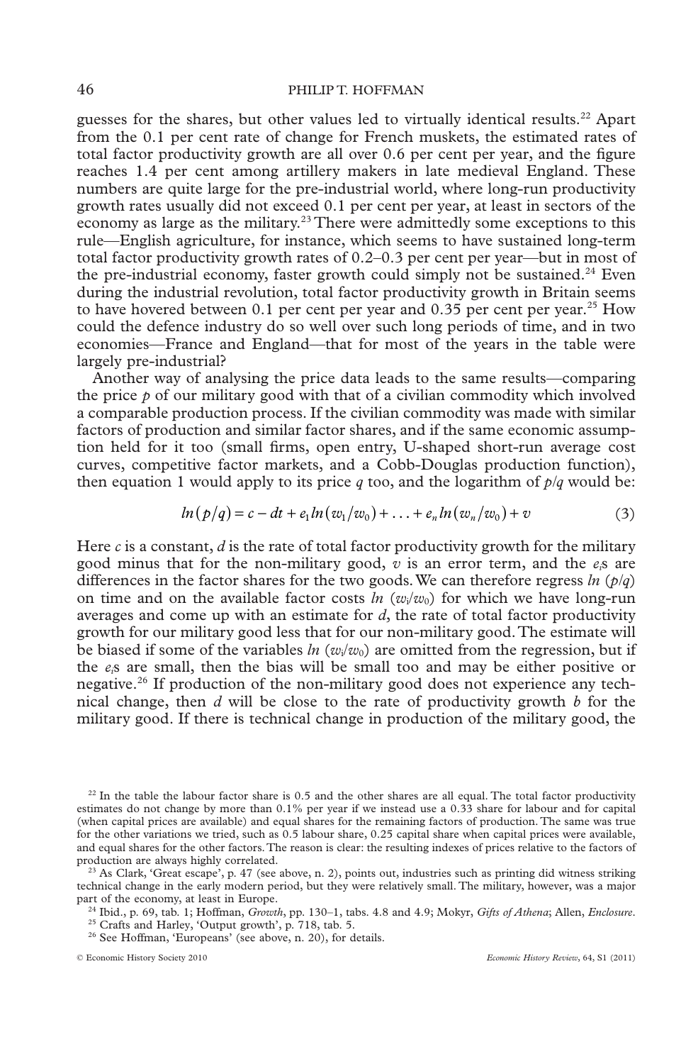guesses for the shares, but other values led to virtually identical results.[22] Apart from the 0.1 per cent rate of change for French muskets, the estimated rates of total factor productivity growth are all over 0.6 per cent per year, and the figure reaches 1.4 per cent among artillery makers in late medieval England. These numbers are quite large for the pre-industrial world, where long-run productivity growth rates usually did not exceed 0.1 per cent per year, at least in sectors of the economy as large as the military.[23] There were admittedly some exceptions to this rule—English agriculture, for instance, which seems to have sustained long-term total factor productivity growth rates of 0.2–0.3 per cent per year—but in most of the pre-industrial economy, faster growth could simply not be sustained.[24] Even during the industrial revolution, total factor productivity growth in Britain seems to have hovered between 0.1 per cent per year and 0.35 per cent per year.[25] How could the defence industry do so well over such long periods of time, and in two economies—France and England—that for most of the years in the table were largely pre-industrial?

Another way of analysing the price data leads to the same results—comparing the price $p$ of our military good with that of a civilian commodity which involved a comparable production process. If the civilian commodity was made with similar factors of production and similar factor shares, and if the same economic assumption held for it too (small firms, open entry, U-shaped short-run average cost curves, competitive factor markets, and a Cobb-Douglas production function), then equation 1 would apply to its price $q$ too, and the logarithm of $p/q$ would be:

$$ln(p/q) = c - dt + e_1 ln(w_1/w_0) + \ldots + e_n ln(w_n/w_0) + v \quad (3)$$

Here $c$ is a constant, $d$ is the rate of total factor productivity growth for the military good minus that for the non-military good, $v$ is an error term, and the $e_i$s are differences in the factor shares for the two goods. We can therefore regress $ln(p/q)$ on time and on the available factor costs $ln(w_i/w_0)$ for which we have long-run averages and come up with an estimate for $d$, the rate of total factor productivity growth for our military good less that for our non-military good. The estimate will be biased if some of the variables $ln(w_i/w_0)$ are omitted from the regression, but if the $e_i$s are small, then the bias will be small too and may be either positive or negative.[26] If production of the non-military good does not experience any technical change, then $d$ will be close to the rate of productivity growth $b$ for the military good. If there is technical change in production of the military good, the

---

[22] In the table the labour factor share is 0.5 and the other shares are all equal. The total factor productivity estimates do not change by more than 0.1% per year if we instead use a 0.33 share for labour and for capital (when capital prices are available) and equal shares for the remaining factors of production. The same was true for the other variations we tried, such as 0.5 labour share, 0.25 capital share when capital prices were available, and equal shares for the other factors. The reason is clear: the resulting indexes of prices relative to the factors of production are always highly correlated.

[23] As Clark, 'Great escape', p. 47 (see above, n. 2), points out, industries such as printing did witness striking technical change in the early modern period, but they were relatively small. The military, however, was a major part of the economy, at least in Europe.

[24] Ibid., p. 69, tab. 1; Hoffman, *Growth*, pp. 130–1, tabs. 4.8 and 4.9; Mokyr, *Gifts of Athena*; Allen, *Enclosure*.

[25] Crafts and Harley, 'Output growth', p. 718, tab. 5.

[26] See Hoffman, 'Europeans' (see above, n. 20), for details.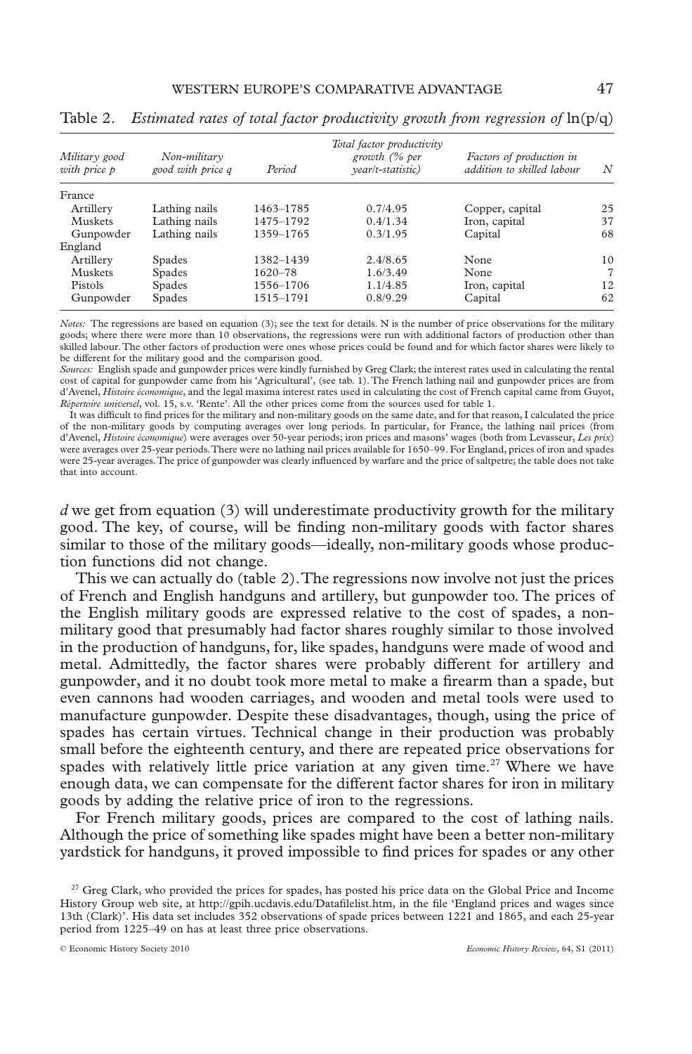Table 2. *Estimated rates of total factor productivity growth from regression of* ln(p/q)

| *Military good with price p* | *Non-military good with price q* | *Period* | *Total factor productivity growth (% per year/t-statistic)* | *Factors of production in addition to skilled labour* | *N* |
|---|---|---|---|---|---|
| France | | | | | |
| Artillery | Lathing nails | 1463–1785 | 0.7/4.95 | Copper, capital | 25 |
| Muskets | Lathing nails | 1475–1792 | 0.4/1.34 | Iron, capital | 37 |
| Gunpowder | Lathing nails | 1359–1765 | 0.3/1.95 | Capital | 68 |
| England | | | | | |
| Artillery | Spades | 1382–1439 | 2.4/8.65 | None | 10 |
| Muskets | Spades | 1620–78 | 1.6/3.49 | None | 7 |
| Pistols | Spades | 1556–1706 | 1.1/4.85 | Iron, capital | 12 |
| Gunpowder | Spades | 1515–1791 | 0.8/9.29 | Capital | 62 |

*Notes:* The regressions are based on equation (3); see the text for details. N is the number of price observations for the military goods; where there were more than 10 observations, the regressions were run with additional factors of production other than skilled labour. The other factors of production were ones whose prices could be found and for which factor shares were likely to be different for the military good and the comparison good.

*Sources:* English spade and gunpowder prices were kindly furnished by Greg Clark; the interest rates used in calculating the rental cost of capital for gunpowder came from his 'Agricultural', (see tab. 1). The French lathing nail and gunpowder prices are from d'Avenel, *Histoire économique*, and the legal maxima interest rates used in calculating the cost of French capital came from Guyot, *Répertoire universel*, vol. 15, s.v. 'Rente'. All the other prices come from the sources used for table 1.

It was difficult to find prices for the military and non-military goods on the same date, and for that reason, I calculated the price of the non-military goods by computing averages over long periods. In particular, for France, the lathing nail prices (from d'Avenel, *Histoire économique*) were averages over 50-year periods; iron prices and masons' wages (both from Levasseur, *Les prix*) were averages over 25-year periods. There were no lathing nail prices available for 1650–99. For England, prices of iron and spades were 25-year averages. The price of gunpowder was clearly influenced by warfare and the price of saltpetre; the table does not take that into account.

*d* we get from equation (3) will underestimate productivity growth for the military good. The key, of course, will be finding non-military goods with factor shares similar to those of the military goods—ideally, non-military goods whose production functions did not change.

This we can actually do (table 2). The regressions now involve not just the prices of French and English handguns and artillery, but gunpowder too. The prices of the English military goods are expressed relative to the cost of spades, a non-military good that presumably had factor shares roughly similar to those involved in the production of handguns, for, like spades, handguns were made of wood and metal. Admittedly, the factor shares were probably different for artillery and gunpowder, and it no doubt took more metal to make a firearm than a spade, but even cannons had wooden carriages, and wooden and metal tools were used to manufacture gunpowder. Despite these disadvantages, though, using the price of spades has certain virtues. Technical change in their production was probably small before the eighteenth century, and there are repeated price observations for spades with relatively little price variation at any given time.[27] Where we have enough data, we can compensate for the different factor shares for iron in military goods by adding the relative price of iron to the regressions.

For French military goods, prices are compared to the cost of lathing nails. Although the price of something like spades might have been a better non-military yardstick for handguns, it proved impossible to find prices for spades or any other

[27] Greg Clark, who provided the prices for spades, has posted his price data on the Global Price and Income History Group web site, at http://gpih.ucdavis.edu/Datafilelist.htm, in the file 'England prices and wages since 13th (Clark)'. His data set includes 352 observations of spade prices between 1221 and 1865, and each 25-year period from 1225–49 on has at least three price observations.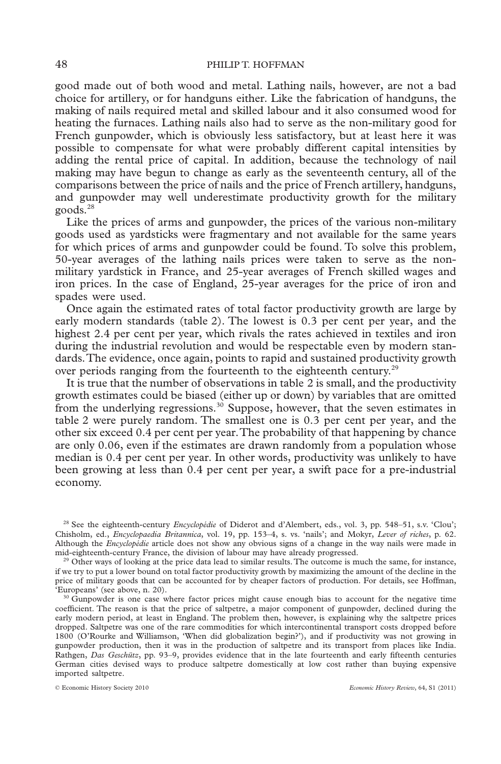good made out of both wood and metal. Lathing nails, however, are not a bad choice for artillery, or for handguns either. Like the fabrication of handguns, the making of nails required metal and skilled labour and it also consumed wood for heating the furnaces. Lathing nails also had to serve as the non-military good for French gunpowder, which is obviously less satisfactory, but at least here it was possible to compensate for what were probably different capital intensities by adding the rental price of capital. In addition, because the technology of nail making may have begun to change as early as the seventeenth century, all of the comparisons between the price of nails and the price of French artillery, handguns, and gunpowder may well underestimate productivity growth for the military goods.[28]

Like the prices of arms and gunpowder, the prices of the various non-military goods used as yardsticks were fragmentary and not available for the same years for which prices of arms and gunpowder could be found. To solve this problem, 50-year averages of the lathing nails prices were taken to serve as the non-military yardstick in France, and 25-year averages of French skilled wages and iron prices. In the case of England, 25-year averages for the price of iron and spades were used.

Once again the estimated rates of total factor productivity growth are large by early modern standards (table 2). The lowest is 0.3 per cent per year, and the highest 2.4 per cent per year, which rivals the rates achieved in textiles and iron during the industrial revolution and would be respectable even by modern standards. The evidence, once again, points to rapid and sustained productivity growth over periods ranging from the fourteenth to the eighteenth century.[29]

It is true that the number of observations in table 2 is small, and the productivity growth estimates could be biased (either up or down) by variables that are omitted from the underlying regressions.[30] Suppose, however, that the seven estimates in table 2 were purely random. The smallest one is 0.3 per cent per year, and the other six exceed 0.4 per cent per year. The probability of that happening by chance are only 0.06, even if the estimates are drawn randomly from a population whose median is 0.4 per cent per year. In other words, productivity was unlikely to have been growing at less than 0.4 per cent per year, a swift pace for a pre-industrial economy.

---

[28] See the eighteenth-century *Encyclopédie* of Diderot and d'Alembert, eds., vol. 3, pp. 548–51, s.v. 'Clou'; Chisholm, ed., *Encyclopaedia Britannica*, vol. 19, pp. 153–4, s. vs. 'nails'; and Mokyr, *Lever of riches*, p. 62. Although the *Encyclopédie* article does not show any obvious signs of a change in the way nails were made in mid-eighteenth-century France, the division of labour may have already progressed.

[29] Other ways of looking at the price data lead to similar results. The outcome is much the same, for instance, if we try to put a lower bound on total factor productivity growth by maximizing the amount of the decline in the price of military goods that can be accounted for by cheaper factors of production. For details, see Hoffman, 'Europeans' (see above, n. 20).

[30] Gunpowder is one case where factor prices might cause enough bias to account for the negative time coefficient. The reason is that the price of saltpetre, a major component of gunpowder, declined during the early modern period, at least in England. The problem then, however, is explaining why the saltpetre prices dropped. Saltpetre was one of the rare commodities for which intercontinental transport costs dropped before 1800 (O'Rourke and Williamson, 'When did globalization begin?'), and if productivity was not growing in gunpowder production, then it was in the production of saltpetre and its transport from places like India. Rathgen, *Das Geschütz*, pp. 93–9, provides evidence that in the late fourteenth and early fifteenth centuries German cities devised ways to produce saltpetre domestically at low cost rather than buying expensive imported saltpetre.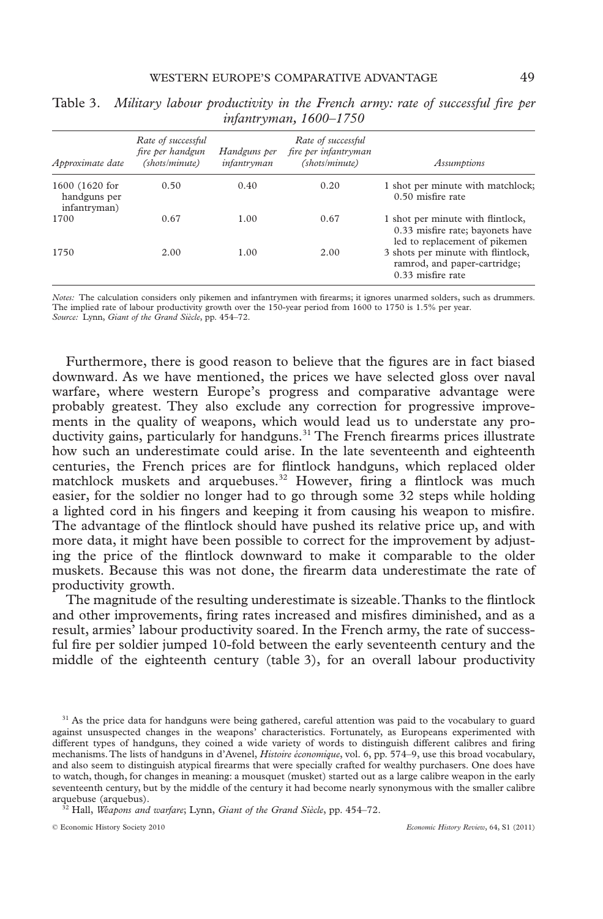Table 3. *Military labour productivity in the French army: rate of successful fire per infantryman, 1600–1750*

| *Approximate date* | *Rate of successful fire per handgun (shots/minute)* | *Handguns per infantryman* | *Rate of successful fire per infantryman (shots/minute)* | *Assumptions* |
|---|---|---|---|---|
| 1600 (1620 for handguns per infantryman) | 0.50 | 0.40 | 0.20 | 1 shot per minute with matchlock; 0.50 misfire rate |
| 1700 | 0.67 | 1.00 | 0.67 | 1 shot per minute with flintlock, 0.33 misfire rate; bayonets have led to replacement of pikemen |
| 1750 | 2.00 | 1.00 | 2.00 | 3 shots per minute with flintlock, ramrod, and paper-cartridge; 0.33 misfire rate |

*Notes:* The calculation considers only pikemen and infantrymen with firearms; it ignores unarmed soldiers, such as drummers. The implied rate of labour productivity growth over the 150-year period from 1600 to 1750 is 1.5% per year.
*Source:* Lynn, *Giant of the Grand Siècle*, pp. 454–72.

Furthermore, there is good reason to believe that the figures are in fact biased downward. As we have mentioned, the prices we have selected gloss over naval warfare, where western Europe's progress and comparative advantage were probably greatest. They also exclude any correction for progressive improvements in the quality of weapons, which would lead us to understate any productivity gains, particularly for handguns.[31] The French firearms prices illustrate how such an underestimate could arise. In the late seventeenth and eighteenth centuries, the French prices are for flintlock handguns, which replaced older matchlock muskets and arquebuses.[32] However, firing a flintlock was much easier, for the soldier no longer had to go through some 32 steps while holding a lighted cord in his fingers and keeping it from causing his weapon to misfire. The advantage of the flintlock should have pushed its relative price up, and with more data, it might have been possible to correct for the improvement by adjusting the price of the flintlock downward to make it comparable to the older muskets. Because this was not done, the firearm data underestimate the rate of productivity growth.

The magnitude of the resulting underestimate is sizeable. Thanks to the flintlock and other improvements, firing rates increased and misfires diminished, and as a result, armies' labour productivity soared. In the French army, the rate of successful fire per soldier jumped 10-fold between the early seventeenth century and the middle of the eighteenth century (table 3), for an overall labour productivity

[31] As the price data for handguns were being gathered, careful attention was paid to the vocabulary to guard against unsuspected changes in the weapons' characteristics. Fortunately, as Europeans experimented with different types of handguns, they coined a wide variety of words to distinguish different calibres and firing mechanisms. The lists of handguns in d'Avenel, *Histoire économique*, vol. 6, pp. 574–9, use this broad vocabulary, and also seem to distinguish atypical firearms that were specially crafted for wealthy purchasers. One does have to watch, though, for changes in meaning: a mousquet (musket) started out as a large calibre weapon in the early seventeenth century, but by the middle of the century it had become nearly synonymous with the smaller calibre arquebuse (arquebus).

[32] Hall, *Weapons and warfare*; Lynn, *Giant of the Grand Siècle*, pp. 454–72.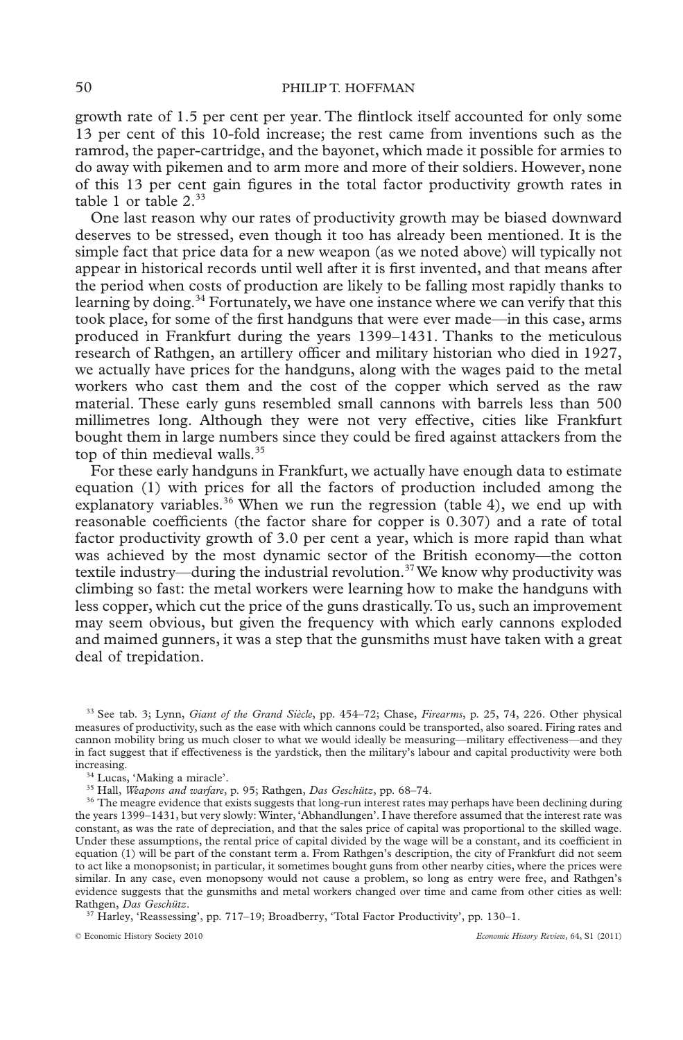growth rate of 1.5 per cent per year. The flintlock itself accounted for only some 13 per cent of this 10-fold increase; the rest came from inventions such as the ramrod, the paper-cartridge, and the bayonet, which made it possible for armies to do away with pikemen and to arm more and more of their soldiers. However, none of this 13 per cent gain figures in the total factor productivity growth rates in table 1 or table 2.[33]

One last reason why our rates of productivity growth may be biased downward deserves to be stressed, even though it too has already been mentioned. It is the simple fact that price data for a new weapon (as we noted above) will typically not appear in historical records until well after it is first invented, and that means after the period when costs of production are likely to be falling most rapidly thanks to learning by doing.[34] Fortunately, we have one instance where we can verify that this took place, for some of the first handguns that were ever made—in this case, arms produced in Frankfurt during the years 1399–1431. Thanks to the meticulous research of Rathgen, an artillery officer and military historian who died in 1927, we actually have prices for the handguns, along with the wages paid to the metal workers who cast them and the cost of the copper which served as the raw material. These early guns resembled small cannons with barrels less than 500 millimetres long. Although they were not very effective, cities like Frankfurt bought them in large numbers since they could be fired against attackers from the top of thin medieval walls.[35]

For these early handguns in Frankfurt, we actually have enough data to estimate equation (1) with prices for all the factors of production included among the explanatory variables.[36] When we run the regression (table 4), we end up with reasonable coefficients (the factor share for copper is 0.307) and a rate of total factor productivity growth of 3.0 per cent a year, which is more rapid than what was achieved by the most dynamic sector of the British economy—the cotton textile industry—during the industrial revolution.[37] We know why productivity was climbing so fast: the metal workers were learning how to make the handguns with less copper, which cut the price of the guns drastically. To us, such an improvement may seem obvious, but given the frequency with which early cannons exploded and maimed gunners, it was a step that the gunsmiths must have taken with a great deal of trepidation.

---

[33] See tab. 3; Lynn, *Giant of the Grand Siècle*, pp. 454–72; Chase, *Firearms*, p. 25, 74, 226. Other physical measures of productivity, such as the ease with which cannons could be transported, also soared. Firing rates and cannon mobility bring us much closer to what we would ideally be measuring—military effectiveness—and they in fact suggest that if effectiveness is the yardstick, then the military's labour and capital productivity were both increasing.

[34] Lucas, 'Making a miracle'.

[35] Hall, *Weapons and warfare*, p. 95; Rathgen, *Das Geschütz*, pp. 68–74.

[36] The meagre evidence that exists suggests that long-run interest rates may perhaps have been declining during the years 1399–1431, but very slowly: Winter, 'Abhandlungen'. I have therefore assumed that the interest rate was constant, as was the rate of depreciation, and that the sales price of capital was proportional to the skilled wage. Under these assumptions, the rental price of capital divided by the wage will be a constant, and its coefficient in equation (1) will be part of the constant term a. From Rathgen's description, the city of Frankfurt did not seem to act like a monopsonist; in particular, it sometimes bought guns from other nearby cities, where the prices were similar. In any case, even monopsony would not cause a problem, so long as entry were free, and Rathgen's evidence suggests that the gunsmiths and metal workers changed over time and came from other cities as well: Rathgen, *Das Geschütz*.

[37] Harley, 'Reassessing', pp. 717–19; Broadberry, 'Total Factor Productivity', pp. 130–1.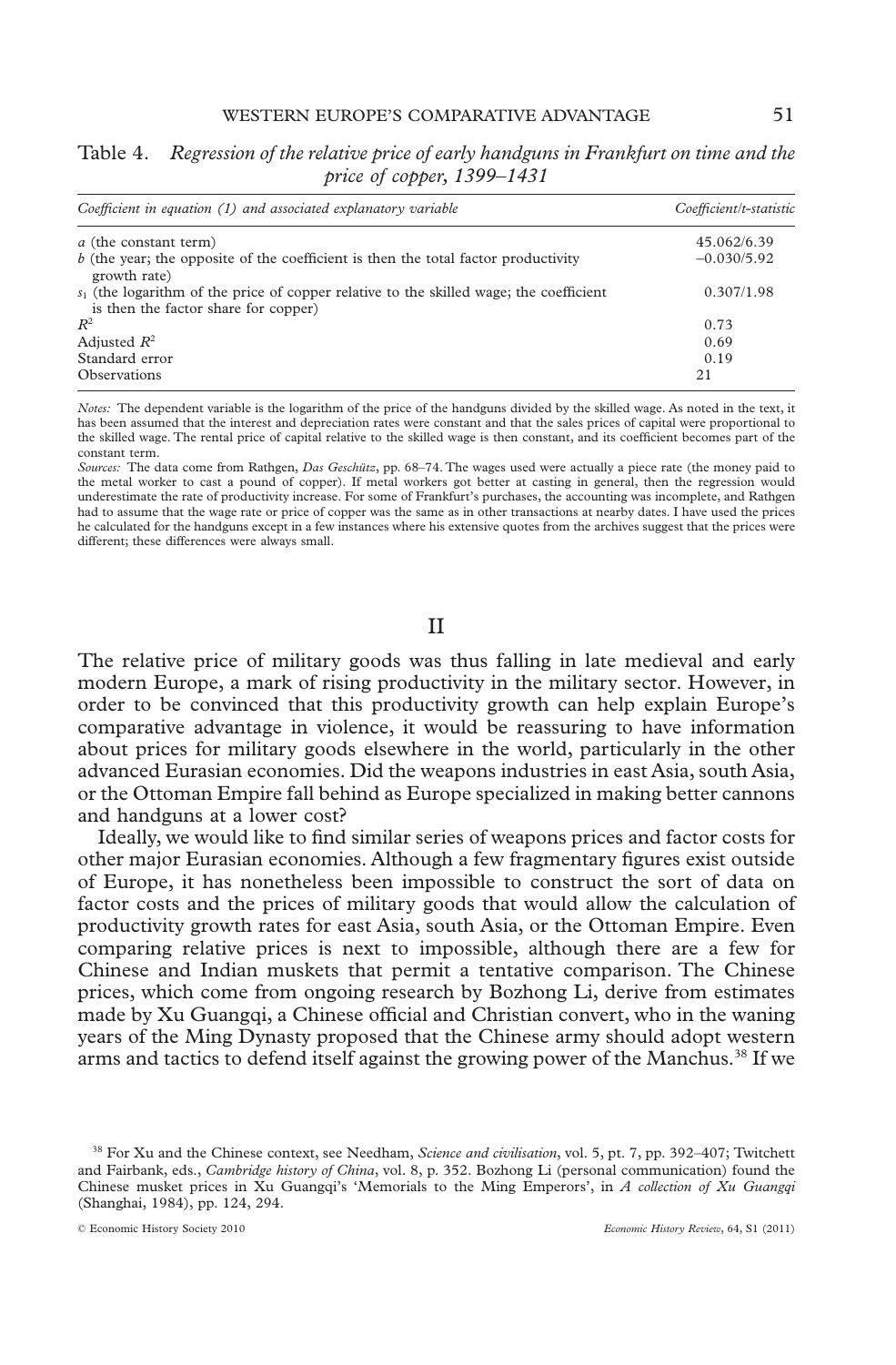Table 4. *Regression of the relative price of early handguns in Frankfurt on time and the price of copper, 1399–1431*

| *Coefficient in equation (1) and associated explanatory variable* | *Coefficient/t-statistic* |
|---|---|
| $a$ (the constant term) | 45.062/6.39 |
| $b$ (the year; the opposite of the coefficient is then the total factor productivity growth rate) | −0.030/5.92 |
| $s_1$ (the logarithm of the price of copper relative to the skilled wage; the coefficient is then the factor share for copper) | 0.307/1.98 |
| $R^2$ | 0.73 |
| Adjusted $R^2$ | 0.69 |
| Standard error | 0.19 |
| Observations | 21 |

*Notes:* The dependent variable is the logarithm of the price of the handguns divided by the skilled wage. As noted in the text, it has been assumed that the interest and depreciation rates were constant and that the sales prices of capital were proportional to the skilled wage. The rental price of capital relative to the skilled wage is then constant, and its coefficient becomes part of the constant term.

*Sources:* The data come from Rathgen, *Das Geschütz*, pp. 68–74. The wages used were actually a piece rate (the money paid to the metal worker to cast a pound of copper). If metal workers got better at casting in general, then the regression would underestimate the rate of productivity increase. For some of Frankfurt's purchases, the accounting was incomplete, and Rathgen had to assume that the wage rate or price of copper was the same as in other transactions at nearby dates. I have used the prices he calculated for the handguns except in a few instances where his extensive quotes from the archives suggest that the prices were different; these differences were always small.

## II

The relative price of military goods was thus falling in late medieval and early modern Europe, a mark of rising productivity in the military sector. However, in order to be convinced that this productivity growth can help explain Europe's comparative advantage in violence, it would be reassuring to have information about prices for military goods elsewhere in the world, particularly in the other advanced Eurasian economies. Did the weapons industries in east Asia, south Asia, or the Ottoman Empire fall behind as Europe specialized in making better cannons and handguns at a lower cost?

Ideally, we would like to find similar series of weapons prices and factor costs for other major Eurasian economies. Although a few fragmentary figures exist outside of Europe, it has nonetheless been impossible to construct the sort of data on factor costs and the prices of military goods that would allow the calculation of productivity growth rates for east Asia, south Asia, or the Ottoman Empire. Even comparing relative prices is next to impossible, although there are a few for Chinese and Indian muskets that permit a tentative comparison. The Chinese prices, which come from ongoing research by Bozhong Li, derive from estimates made by Xu Guangqi, a Chinese official and Christian convert, who in the waning years of the Ming Dynasty proposed that the Chinese army should adopt western arms and tactics to defend itself against the growing power of the Manchus.[38] If we

[38] For Xu and the Chinese context, see Needham, *Science and civilisation*, vol. 5, pt. 7, pp. 392–407; Twitchett and Fairbank, eds., *Cambridge history of China*, vol. 8, p. 352. Bozhong Li (personal communication) found the Chinese musket prices in Xu Guangqi's 'Memorials to the Ming Emperors', in *A collection of Xu Guangqi* (Shanghai, 1984), pp. 124, 294.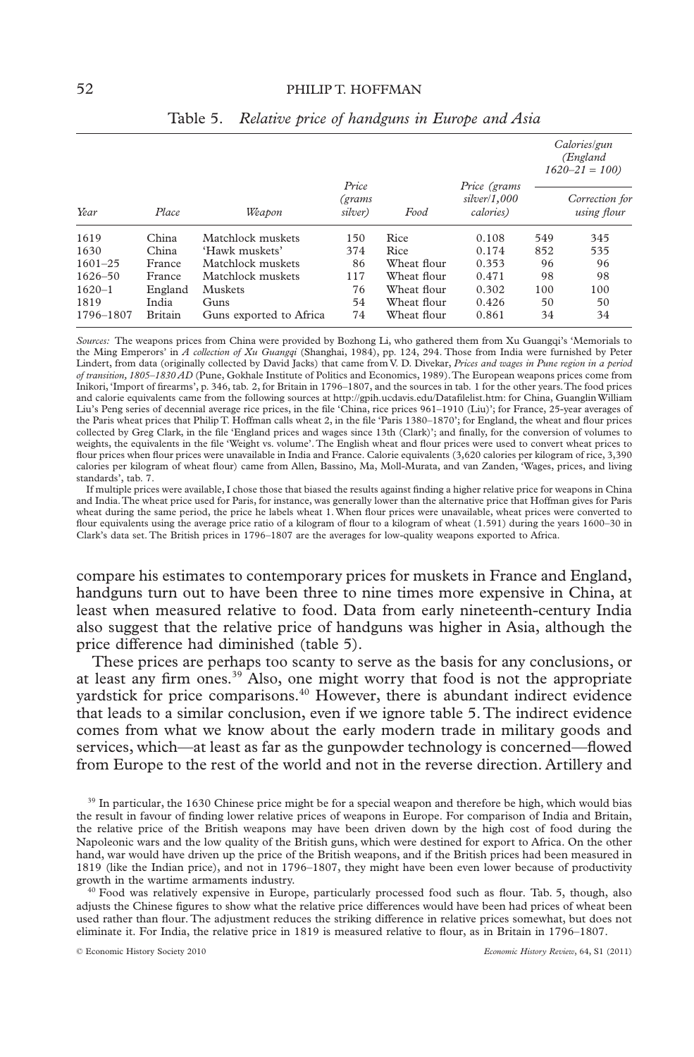Table 5. *Relative price of handguns in Europe and Asia*

| Year | Place | Weapon | Price (grams silver) | Food | Price (grams silver/1,000 calories) | Calories/gun (England 1620–21 = 100) | |
|---|---|---|---|---|---|---|---|
| | | | | | | | Correction for using flour |
| 1619 | China | Matchlock muskets | 150 | Rice | 0.108 | 549 | 345 |
| 1630 | China | 'Hawk muskets' | 374 | Rice | 0.174 | 852 | 535 |
| 1601–25 | France | Matchlock muskets | 86 | Wheat flour | 0.353 | 96 | 96 |
| 1626–50 | France | Matchlock muskets | 117 | Wheat flour | 0.471 | 98 | 98 |
| 1620–1 | England | Muskets | 76 | Wheat flour | 0.302 | 100 | 100 |
| 1819 | India | Guns | 54 | Wheat flour | 0.426 | 50 | 50 |
| 1796–1807 | Britain | Guns exported to Africa | 74 | Wheat flour | 0.861 | 34 | 34 |

*Sources:* The weapons prices from China were provided by Bozhong Li, who gathered them from Xu Guangqi's 'Memorials to the Ming Emperors' in *A collection of Xu Guangqi* (Shanghai, 1984), pp. 124, 294. Those from India were furnished by Peter Lindert, from data (originally collected by David Jacks) that came from V. D. Divekar, *Prices and wages in Pune region in a period of transition, 1805–1830 AD* (Pune, Gokhale Institute of Politics and Economics, 1989). The European weapons prices come from Inikori, 'Import of firearms', p. 346, tab. 2, for Britain in 1796–1807, and the sources in tab. 1 for the other years. The food prices and calorie equivalents came from the following sources at http://gpih.ucdavis.edu/Datafilelist.htm: for China, Guanglin William Liu's Peng series of decennial average rice prices, in the file 'China, rice prices 961–1910 (Liu)'; for France, 25-year averages of the Paris wheat prices that Philip T. Hoffman calls wheat 2, in the file 'Paris 1380–1870'; for England, the wheat and flour prices collected by Greg Clark, in the file 'England prices and wages since 13th (Clark)'; and finally, for the conversion of volumes to weights, the equivalents in the file 'Weight vs. volume'. The English wheat and flour prices were used to convert wheat prices to flour prices when flour prices were unavailable in India and France. Calorie equivalents (3,620 calories per kilogram of rice, 3,390 calories per kilogram of wheat flour) came from Allen, Bassino, Ma, Moll-Murata, and van Zanden, 'Wages, prices, and living standards', tab. 7.

If multiple prices were available, I chose those that biased the results against finding a higher relative price for weapons in China and India. The wheat price used for Paris, for instance, was generally lower than the alternative price that Hoffman gives for Paris wheat during the same period, the price he labels wheat 1. When flour prices were unavailable, wheat prices were converted to flour equivalents using the average price ratio of a kilogram of flour to a kilogram of wheat (1.591) during the years 1600–30 in Clark's data set. The British prices in 1796–1807 are the averages for low-quality weapons exported to Africa.

compare his estimates to contemporary prices for muskets in France and England, handguns turn out to have been three to nine times more expensive in China, at least when measured relative to food. Data from early nineteenth-century India also suggest that the relative price of handguns was higher in Asia, although the price difference had diminished (table 5).

These prices are perhaps too scanty to serve as the basis for any conclusions, or at least any firm ones.[39] Also, one might worry that food is not the appropriate yardstick for price comparisons.[40] However, there is abundant indirect evidence that leads to a similar conclusion, even if we ignore table 5. The indirect evidence comes from what we know about the early modern trade in military goods and services, which—at least as far as the gunpowder technology is concerned—flowed from Europe to the rest of the world and not in the reverse direction. Artillery and

[39] In particular, the 1630 Chinese price might be for a special weapon and therefore be high, which would bias the result in favour of finding lower relative prices of weapons in Europe. For comparison of India and Britain, the relative price of the British weapons may have been driven down by the high cost of food during the Napoleonic wars and the low quality of the British guns, which were destined for export to Africa. On the other hand, war would have driven up the price of the British weapons, and if the British prices had been measured in 1819 (like the Indian price), and not in 1796–1807, they might have been even lower because of productivity growth in the wartime armaments industry.

[40] Food was relatively expensive in Europe, particularly processed food such as flour. Tab. 5, though, also adjusts the Chinese figures to show what the relative price differences would have been had prices of wheat been used rather than flour. The adjustment reduces the striking difference in relative prices somewhat, but does not eliminate it. For India, the relative price in 1819 is measured relative to flour, as in Britain in 1796–1807.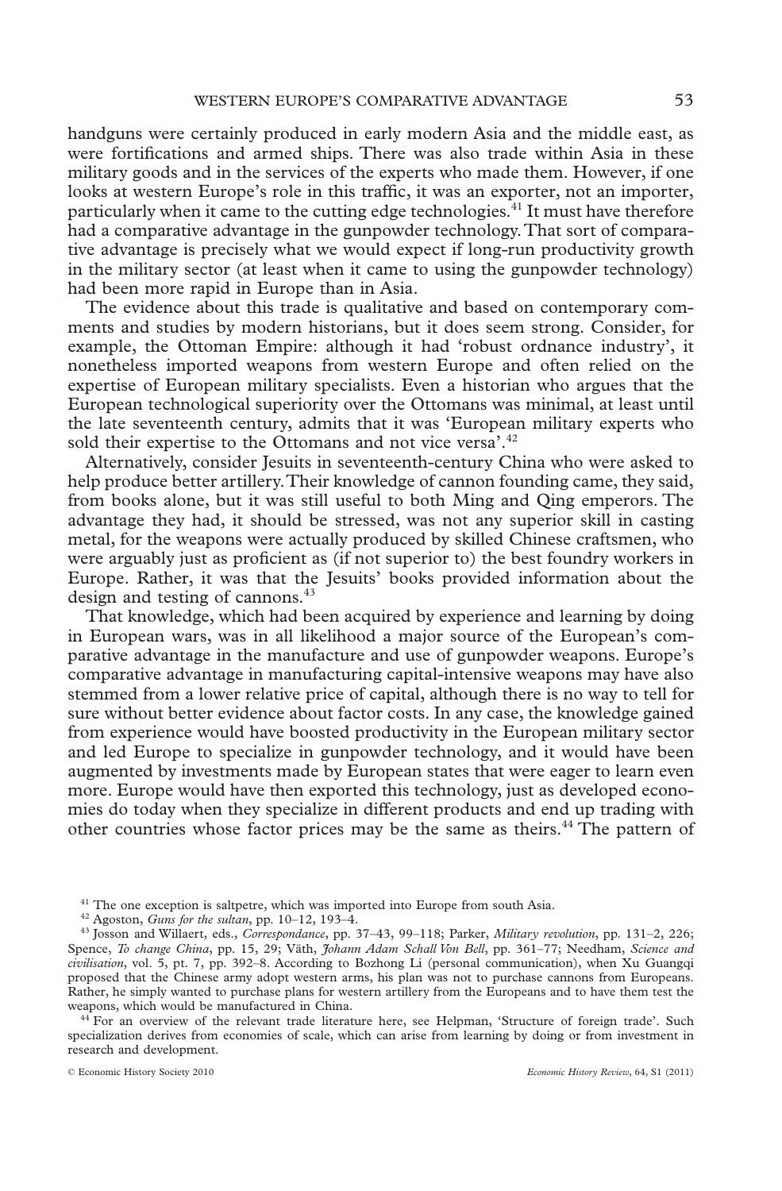handguns were certainly produced in early modern Asia and the middle east, as were fortifications and armed ships. There was also trade within Asia in these military goods and in the services of the experts who made them. However, if one looks at western Europe's role in this traffic, it was an exporter, not an importer, particularly when it came to the cutting edge technologies.[41] It must have therefore had a comparative advantage in the gunpowder technology. That sort of comparative advantage is precisely what we would expect if long-run productivity growth in the military sector (at least when it came to using the gunpowder technology) had been more rapid in Europe than in Asia.

The evidence about this trade is qualitative and based on contemporary comments and studies by modern historians, but it does seem strong. Consider, for example, the Ottoman Empire: although it had 'robust ordnance industry', it nonetheless imported weapons from western Europe and often relied on the expertise of European military specialists. Even a historian who argues that the European technological superiority over the Ottomans was minimal, at least until the late seventeenth century, admits that it was 'European military experts who sold their expertise to the Ottomans and not vice versa'.[42]

Alternatively, consider Jesuits in seventeenth-century China who were asked to help produce better artillery. Their knowledge of cannon founding came, they said, from books alone, but it was still useful to both Ming and Qing emperors. The advantage they had, it should be stressed, was not any superior skill in casting metal, for the weapons were actually produced by skilled Chinese craftsmen, who were arguably just as proficient as (if not superior to) the best foundry workers in Europe. Rather, it was that the Jesuits' books provided information about the design and testing of cannons.[43]

That knowledge, which had been acquired by experience and learning by doing in European wars, was in all likelihood a major source of the European's comparative advantage in the manufacture and use of gunpowder weapons. Europe's comparative advantage in manufacturing capital-intensive weapons may have also stemmed from a lower relative price of capital, although there is no way to tell for sure without better evidence about factor costs. In any case, the knowledge gained from experience would have boosted productivity in the European military sector and led Europe to specialize in gunpowder technology, and it would have been augmented by investments made by European states that were eager to learn even more. Europe would have then exported this technology, just as developed economies do today when they specialize in different products and end up trading with other countries whose factor prices may be the same as theirs.[44] The pattern of

---

[41] The one exception is saltpetre, which was imported into Europe from south Asia.

[42] Agoston, *Guns for the sultan*, pp. 10–12, 193–4.

[43] Josson and Willaert, eds., *Correspondance*, pp. 37–43, 99–118; Parker, *Military revolution*, pp. 131–2, 226; Spence, *To change China*, pp. 15, 29; Väth, *Johann Adam Schall Von Bell*, pp. 361–77; Needham, *Science and civilisation*, vol. 5, pt. 7, pp. 392–8. According to Bozhong Li (personal communication), when Xu Guangqi proposed that the Chinese army adopt western arms, his plan was not to purchase cannons from Europeans. Rather, he simply wanted to purchase plans for western artillery from the Europeans and to have them test the weapons, which would be manufactured in China.

[44] For an overview of the relevant trade literature here, see Helpman, 'Structure of foreign trade'. Such specialization derives from economies of scale, which can arise from learning by doing or from investment in research and development.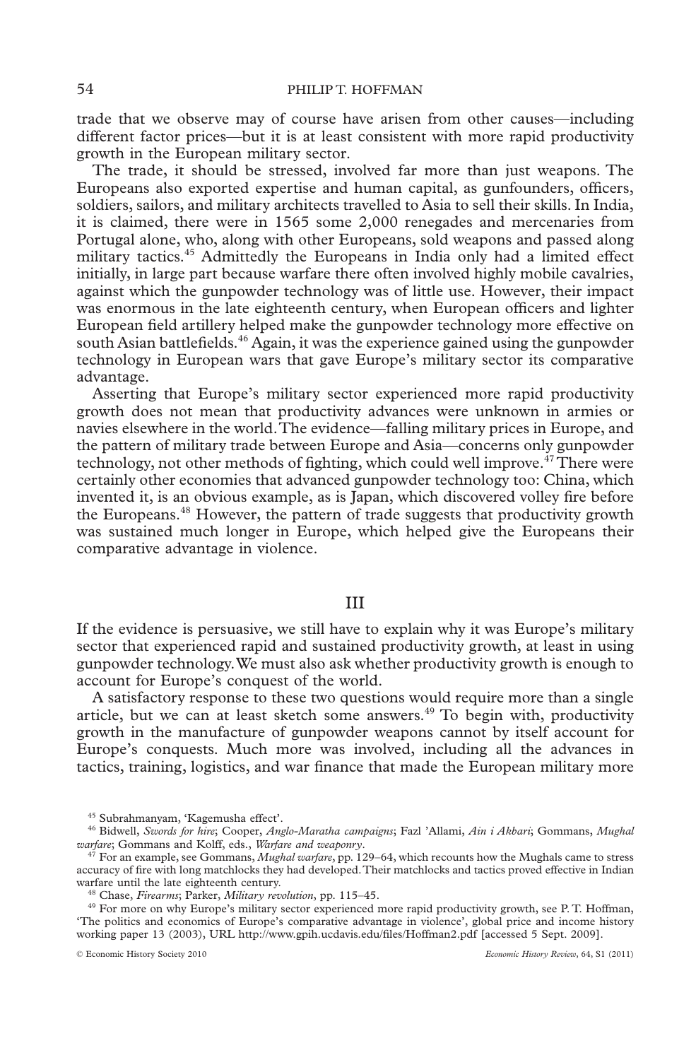trade that we observe may of course have arisen from other causes—including different factor prices—but it is at least consistent with more rapid productivity growth in the European military sector.

The trade, it should be stressed, involved far more than just weapons. The Europeans also exported expertise and human capital, as gunfounders, officers, soldiers, sailors, and military architects travelled to Asia to sell their skills. In India, it is claimed, there were in 1565 some 2,000 renegades and mercenaries from Portugal alone, who, along with other Europeans, sold weapons and passed along military tactics.[45] Admittedly the Europeans in India only had a limited effect initially, in large part because warfare there often involved highly mobile cavalries, against which the gunpowder technology was of little use. However, their impact was enormous in the late eighteenth century, when European officers and lighter European field artillery helped make the gunpowder technology more effective on south Asian battlefields.[46] Again, it was the experience gained using the gunpowder technology in European wars that gave Europe's military sector its comparative advantage.

Asserting that Europe's military sector experienced more rapid productivity growth does not mean that productivity advances were unknown in armies or navies elsewhere in the world. The evidence—falling military prices in Europe, and the pattern of military trade between Europe and Asia—concerns only gunpowder technology, not other methods of fighting, which could well improve.[47] There were certainly other economies that advanced gunpowder technology too: China, which invented it, is an obvious example, as is Japan, which discovered volley fire before the Europeans.[48] However, the pattern of trade suggests that productivity growth was sustained much longer in Europe, which helped give the Europeans their comparative advantage in violence.

## III

If the evidence is persuasive, we still have to explain why it was Europe's military sector that experienced rapid and sustained productivity growth, at least in using gunpowder technology. We must also ask whether productivity growth is enough to account for Europe's conquest of the world.

A satisfactory response to these two questions would require more than a single article, but we can at least sketch some answers.[49] To begin with, productivity growth in the manufacture of gunpowder weapons cannot by itself account for Europe's conquests. Much more was involved, including all the advances in tactics, training, logistics, and war finance that made the European military more

---

[45] Subrahmanyam, 'Kagemusha effect'.

[46] Bidwell, *Swords for hire*; Cooper, *Anglo-Maratha campaigns*; Fazl 'Allami, *Ain i Akbari*; Gommans, *Mughal warfare*; Gommans and Kolff, eds., *Warfare and weaponry*.

[47] For an example, see Gommans, *Mughal warfare*, pp. 129–64, which recounts how the Mughals came to stress accuracy of fire with long matchlocks they had developed. Their matchlocks and tactics proved effective in Indian warfare until the late eighteenth century.

[48] Chase, *Firearms*; Parker, *Military revolution*, pp. 115–45.

[49] For more on why Europe's military sector experienced more rapid productivity growth, see P. T. Hoffman, 'The politics and economics of Europe's comparative advantage in violence', global price and income history working paper 13 (2003), URL http://www.gpih.ucdavis.edu/files/Hoffman2.pdf [accessed 5 Sept. 2009].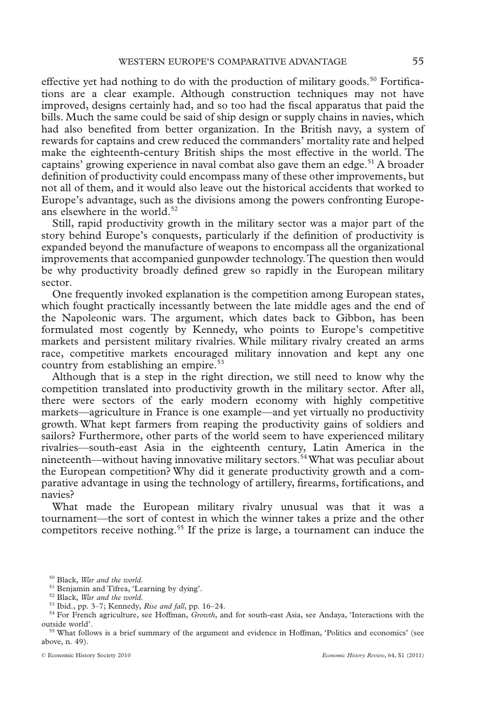effective yet had nothing to do with the production of military goods.[50] Fortifications are a clear example. Although construction techniques may not have improved, designs certainly had, and so too had the fiscal apparatus that paid the bills. Much the same could be said of ship design or supply chains in navies, which had also benefited from better organization. In the British navy, a system of rewards for captains and crew reduced the commanders' mortality rate and helped make the eighteenth-century British ships the most effective in the world. The captains' growing experience in naval combat also gave them an edge.[51] A broader definition of productivity could encompass many of these other improvements, but not all of them, and it would also leave out the historical accidents that worked to Europe's advantage, such as the divisions among the powers confronting Europeans elsewhere in the world.[52]

Still, rapid productivity growth in the military sector was a major part of the story behind Europe's conquests, particularly if the definition of productivity is expanded beyond the manufacture of weapons to encompass all the organizational improvements that accompanied gunpowder technology. The question then would be why productivity broadly defined grew so rapidly in the European military sector.

One frequently invoked explanation is the competition among European states, which fought practically incessantly between the late middle ages and the end of the Napoleonic wars. The argument, which dates back to Gibbon, has been formulated most cogently by Kennedy, who points to Europe's competitive markets and persistent military rivalries. While military rivalry created an arms race, competitive markets encouraged military innovation and kept any one country from establishing an empire.[53]

Although that is a step in the right direction, we still need to know why the competition translated into productivity growth in the military sector. After all, there were sectors of the early modern economy with highly competitive markets—agriculture in France is one example—and yet virtually no productivity growth. What kept farmers from reaping the productivity gains of soldiers and sailors? Furthermore, other parts of the world seem to have experienced military rivalries—south-east Asia in the eighteenth century, Latin America in the nineteenth—without having innovative military sectors.[54] What was peculiar about the European competition? Why did it generate productivity growth and a comparative advantage in using the technology of artillery, firearms, fortifications, and navies?

What made the European military rivalry unusual was that it was a tournament—the sort of contest in which the winner takes a prize and the other competitors receive nothing.[55] If the prize is large, a tournament can induce the

---

[50] Black, *War and the world*.

[51] Benjamin and Tifrea, 'Learning by dying'.

[52] Black, *War and the world*.

[53] Ibid., pp. 3–7; Kennedy, *Rise and fall*, pp. 16–24.

[54] For French agriculture, see Hoffman, *Growth*, and for south-east Asia, see Andaya, 'Interactions with the outside world'.

[55] What follows is a brief summary of the argument and evidence in Hoffman, 'Politics and economics' (see above, n. 49).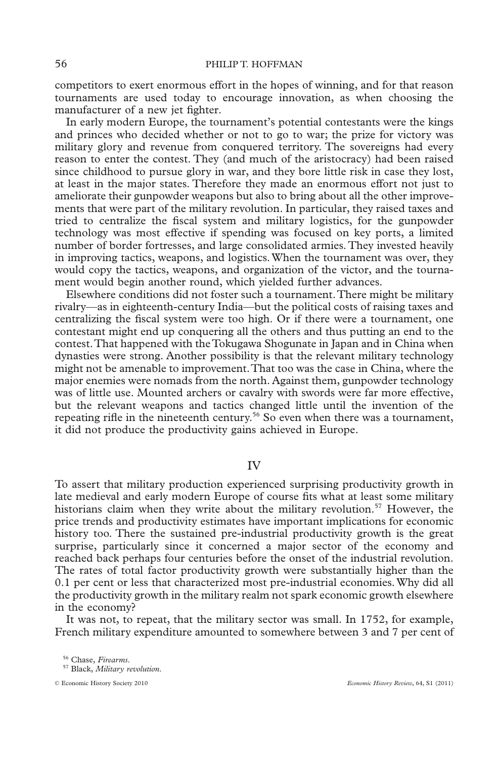competitors to exert enormous effort in the hopes of winning, and for that reason tournaments are used today to encourage innovation, as when choosing the manufacturer of a new jet fighter.

In early modern Europe, the tournament's potential contestants were the kings and princes who decided whether or not to go to war; the prize for victory was military glory and revenue from conquered territory. The sovereigns had every reason to enter the contest. They (and much of the aristocracy) had been raised since childhood to pursue glory in war, and they bore little risk in case they lost, at least in the major states. Therefore they made an enormous effort not just to ameliorate their gunpowder weapons but also to bring about all the other improvements that were part of the military revolution. In particular, they raised taxes and tried to centralize the fiscal system and military logistics, for the gunpowder technology was most effective if spending was focused on key ports, a limited number of border fortresses, and large consolidated armies. They invested heavily in improving tactics, weapons, and logistics. When the tournament was over, they would copy the tactics, weapons, and organization of the victor, and the tournament would begin another round, which yielded further advances.

Elsewhere conditions did not foster such a tournament. There might be military rivalry—as in eighteenth-century India—but the political costs of raising taxes and centralizing the fiscal system were too high. Or if there were a tournament, one contestant might end up conquering all the others and thus putting an end to the contest. That happened with the Tokugawa Shogunate in Japan and in China when dynasties were strong. Another possibility is that the relevant military technology might not be amenable to improvement. That too was the case in China, where the major enemies were nomads from the north. Against them, gunpowder technology was of little use. Mounted archers or cavalry with swords were far more effective, but the relevant weapons and tactics changed little until the invention of the repeating rifle in the nineteenth century.[56] So even when there was a tournament, it did not produce the productivity gains achieved in Europe.

## IV

To assert that military production experienced surprising productivity growth in late medieval and early modern Europe of course fits what at least some military historians claim when they write about the military revolution.[57] However, the price trends and productivity estimates have important implications for economic history too. There the sustained pre-industrial productivity growth is the great surprise, particularly since it concerned a major sector of the economy and reached back perhaps four centuries before the onset of the industrial revolution. The rates of total factor productivity growth were substantially higher than the 0.1 per cent or less that characterized most pre-industrial economies. Why did all the productivity growth in the military realm not spark economic growth elsewhere in the economy?

It was not, to repeat, that the military sector was small. In 1752, for example, French military expenditure amounted to somewhere between 3 and 7 per cent of

[56] Chase, *Firearms*.

[57] Black, *Military revolution*.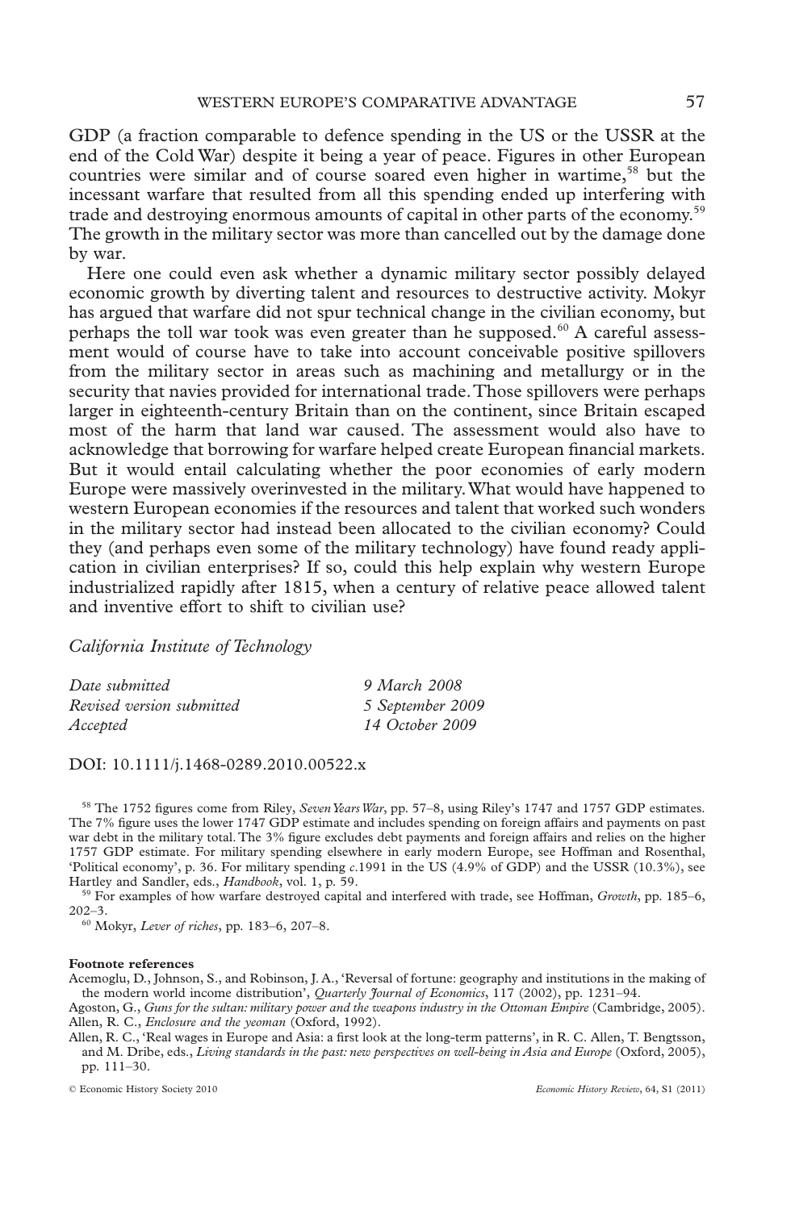GDP (a fraction comparable to defence spending in the US or the USSR at the end of the Cold War) despite it being a year of peace. Figures in other European countries were similar and of course soared even higher in wartime,[58] but the incessant warfare that resulted from all this spending ended up interfering with trade and destroying enormous amounts of capital in other parts of the economy.[59] The growth in the military sector was more than cancelled out by the damage done by war.

Here one could even ask whether a dynamic military sector possibly delayed economic growth by diverting talent and resources to destructive activity. Mokyr has argued that warfare did not spur technical change in the civilian economy, but perhaps the toll war took was even greater than he supposed.[60] A careful assessment would of course have to take into account conceivable positive spillovers from the military sector in areas such as machining and metallurgy or in the security that navies provided for international trade. Those spillovers were perhaps larger in eighteenth-century Britain than on the continent, since Britain escaped most of the harm that land war caused. The assessment would also have to acknowledge that borrowing for warfare helped create European financial markets. But it would entail calculating whether the poor economies of early modern Europe were massively overinvested in the military. What would have happened to western European economies if the resources and talent that worked such wonders in the military sector had instead been allocated to the civilian economy? Could they (and perhaps even some of the military technology) have found ready application in civilian enterprises? If so, could this help explain why western Europe industrialized rapidly after 1815, when a century of relative peace allowed talent and inventive effort to shift to civilian use?

*California Institute of Technology*

| | |
|---|---|
| *Date submitted* | *9 March 2008* |
| *Revised version submitted* | *5 September 2009* |
| *Accepted* | *14 October 2009* |

DOI: 10.1111/j.1468-0289.2010.00522.x

[58] The 1752 figures come from Riley, *Seven Years War*, pp. 57–8, using Riley's 1747 and 1757 GDP estimates. The 7% figure uses the lower 1747 GDP estimate and includes spending on foreign affairs and payments on past war debt in the military total. The 3% figure excludes debt payments and foreign affairs and relies on the higher 1757 GDP estimate. For military spending elsewhere in early modern Europe, see Hoffman and Rosenthal, 'Political economy', p. 36. For military spending *c*.1991 in the US (4.9% of GDP) and the USSR (10.3%), see Hartley and Sandler, eds., *Handbook*, vol. 1, p. 59.

[59] For examples of how warfare destroyed capital and interfered with trade, see Hoffman, *Growth*, pp. 185–6, 202–3.

[60] Mokyr, *Lever of riches*, pp. 183–6, 207–8.

**Footnote references**

Acemoglu, D., Johnson, S., and Robinson, J. A., 'Reversal of fortune: geography and institutions in the making of the modern world income distribution', *Quarterly Journal of Economics*, 117 (2002), pp. 1231–94.

Agoston, G., *Guns for the sultan: military power and the weapons industry in the Ottoman Empire* (Cambridge, 2005).

Allen, R. C., *Enclosure and the yeoman* (Oxford, 1992).

Allen, R. C., 'Real wages in Europe and Asia: a first look at the long-term patterns', in R. C. Allen, T. Bengtsson, and M. Dribe, eds., *Living standards in the past: new perspectives on well-being in Asia and Europe* (Oxford, 2005), pp. 111–30.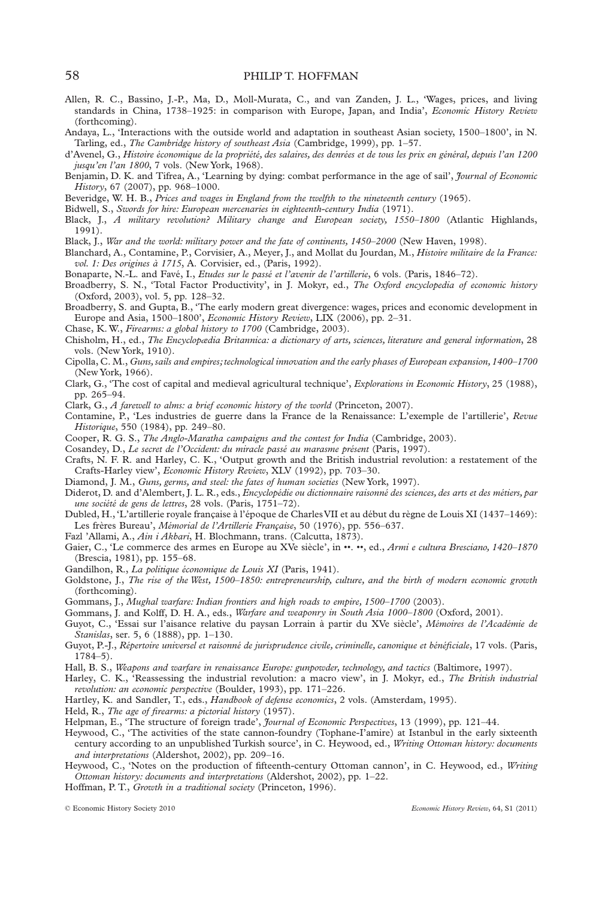Allen, R. C., Bassino, J.-P., Ma, D., Moll-Murata, C., and van Zanden, J. L., 'Wages, prices, and living standards in China, 1738–1925: in comparison with Europe, Japan, and India', *Economic History Review* (forthcoming).

Andaya, L., 'Interactions with the outside world and adaptation in southeast Asian society, 1500–1800', in N. Tarling, ed., *The Cambridge history of southeast Asia* (Cambridge, 1999), pp. 1–57.

d'Avenel, G., *Histoire économique de la propriété, des salaires, des denrées et de tous les prix en général, depuis l'an 1200 jusqu'en l'an 1800*, 7 vols. (New York, 1968).

Benjamin, D. K. and Tifrea, A., 'Learning by dying: combat performance in the age of sail', *Journal of Economic History*, 67 (2007), pp. 968–1000.

Beveridge, W. H. B., *Prices and wages in England from the twelfth to the nineteenth century* (1965).

Bidwell, S., *Swords for hire: European mercenaries in eighteenth-century India* (1971).

Black, J., *A military revolution? Military change and European society, 1550–1800* (Atlantic Highlands, 1991).

Black, J., *War and the world: military power and the fate of continents, 1450–2000* (New Haven, 1998).

Blanchard, A., Contamine, P., Corvisier, A., Meyer, J., and Mollat du Jourdan, M., *Histoire militaire de la France: vol. 1: Des origines à 1715*, A. Corvisier, ed., (Paris, 1992).

Bonaparte, N.-L. and Favé, I., *Etudes sur le passé et l'avenir de l'artillerie*, 6 vols. (Paris, 1846–72).

Broadberry, S. N., 'Total Factor Productivity', in J. Mokyr, ed., *The Oxford encyclopedia of economic history* (Oxford, 2003), vol. 5, pp. 128–32.

Broadberry, S. and Gupta, B., 'The early modern great divergence: wages, prices and economic development in Europe and Asia, 1500–1800', *Economic History Review*, LIX (2006), pp. 2–31.

Chase, K. W., *Firearms: a global history to 1700* (Cambridge, 2003).

Chisholm, H., ed., *The Encyclopædia Britannica: a dictionary of arts, sciences, literature and general information*, 28 vols. (New York, 1910).

Cipolla, C. M., *Guns, sails and empires; technological innovation and the early phases of European expansion, 1400–1700* (New York, 1966).

Clark, G., 'The cost of capital and medieval agricultural technique', *Explorations in Economic History*, 25 (1988), pp. 265–94.

Clark, G., *A farewell to alms: a brief economic history of the world* (Princeton, 2007).

Contamine, P., 'Les industries de guerre dans la France de la Renaissance: L'exemple de l'artillerie', *Revue Historique*, 550 (1984), pp. 249–80.

Cooper, R. G. S., *The Anglo-Maratha campaigns and the contest for India* (Cambridge, 2003).

Cosandey, D., *Le secret de l'Occident: du miracle passé au marasme présent* (Paris, 1997).

Crafts, N. F. R. and Harley, C. K., 'Output growth and the British industrial revolution: a restatement of the Crafts-Harley view', *Economic History Review*, XLV (1992), pp. 703–30.

Diamond, J. M., *Guns, germs, and steel: the fates of human societies* (New York, 1997).

Diderot, D. and d'Alembert, J. L. R., eds., *Encyclopédie ou dictionnaire raisonné des sciences, des arts et des métiers, par une société de gens de lettres*, 28 vols. (Paris, 1751–72).

Dubled, H., 'L'artillerie royale française à l'époque de Charles VII et au début du règne de Louis XI (1437–1469): Les frères Bureau', *Mémorial de l'Artillerie Française*, 50 (1976), pp. 556–637.

Fazl 'Allami, A., *Ain i Akbari*, H. Blochmann, trans. (Calcutta, 1873).

Gaier, C., 'Le commerce des armes en Europe au XVe siècle', in ••. ••, ed., *Armi e cultura Bresciano, 1420–1870* (Brescia, 1981), pp. 155–68.

Gandilhon, R., *La politique économique de Louis XI* (Paris, 1941).

Goldstone, J., *The rise of the West, 1500–1850: entrepreneurship, culture, and the birth of modern economic growth* (forthcoming).

Gommans, J., *Mughal warfare: Indian frontiers and high roads to empire, 1500–1700* (2003).

Gommans, J. and Kolff, D. H. A., eds., *Warfare and weaponry in South Asia 1000–1800* (Oxford, 2001).

Guyot, C., 'Essai sur l'aisance relative du paysan Lorrain à partir du XVe siècle', *Mémoires de l'Académie de Stanislas*, ser. 5, 6 (1888), pp. 1–130.

Guyot, P.-J., *Répertoire universel et raisonné de jurisprudence civile, criminelle, canonique et bénéficiale*, 17 vols. (Paris, 1784–5).

Hall, B. S., *Weapons and warfare in renaissance Europe: gunpowder, technology, and tactics* (Baltimore, 1997).

Harley, C. K., 'Reassessing the industrial revolution: a macro view', in J. Mokyr, ed., *The British industrial revolution: an economic perspective* (Boulder, 1993), pp. 171–226.

Hartley, K. and Sandler, T., eds., *Handbook of defense economics*, 2 vols. (Amsterdam, 1995).

Held, R., *The age of firearms: a pictorial history* (1957).

Helpman, E., 'The structure of foreign trade', *Journal of Economic Perspectives*, 13 (1999), pp. 121–44.

Heywood, C., 'The activities of the state cannon-foundry (Tophane-I'amire) at Istanbul in the early sixteenth century according to an unpublished Turkish source', in C. Heywood, ed., *Writing Ottoman history: documents and interpretations* (Aldershot, 2002), pp. 209–16.

Heywood, C., 'Notes on the production of fifteenth-century Ottoman cannon', in C. Heywood, ed., *Writing Ottoman history: documents and interpretations* (Aldershot, 2002), pp. 1–22.

Hoffman, P. T., *Growth in a traditional society* (Princeton, 1996).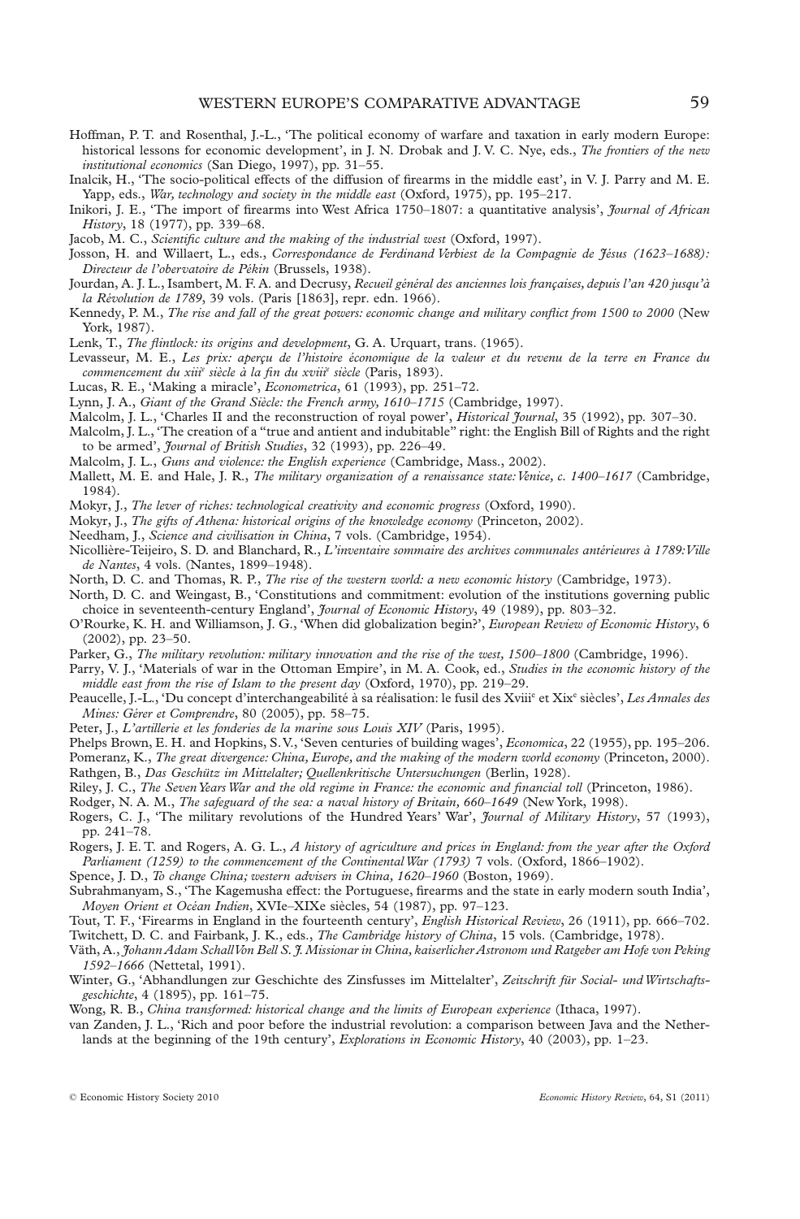Hoffman, P. T. and Rosenthal, J.-L., 'The political economy of warfare and taxation in early modern Europe: historical lessons for economic development', in J. N. Drobak and J. V. C. Nye, eds., *The frontiers of the new institutional economics* (San Diego, 1997), pp. 31–55.

Inalcik, H., 'The socio-political effects of the diffusion of firearms in the middle east', in V. J. Parry and M. E. Yapp, eds., *War, technology and society in the middle east* (Oxford, 1975), pp. 195–217.

Inikori, J. E., 'The import of firearms into West Africa 1750–1807: a quantitative analysis', *Journal of African History*, 18 (1977), pp. 339–68.

Jacob, M. C., *Scientific culture and the making of the industrial west* (Oxford, 1997).

Josson, H. and Willaert, L., eds., *Correspondance de Ferdinand Verbiest de la Compagnie de Jésus (1623–1688): Directeur de l'obervatoire de Pékin* (Brussels, 1938).

Jourdan, A. J. L., Isambert, M. F. A. and Decrusy, *Recueil général des anciennes lois françaises, depuis l'an 420 jusqu'à la Révolution de 1789*, 39 vols. (Paris [1863], repr. edn. 1966).

Kennedy, P. M., *The rise and fall of the great powers: economic change and military conflict from 1500 to 2000* (New York, 1987).

Lenk, T., *The flintlock: its origins and development*, G. A. Urquart, trans. (1965).

Levasseur, M. E., *Les prix: aperçu de l'histoire économique de la valeur et du revenu de la terre en France du commencement du xiii*[e] *siècle à la fin du xviii*[e] *siècle* (Paris, 1893).

Lucas, R. E., 'Making a miracle', *Econometrica*, 61 (1993), pp. 251–72.

Lynn, J. A., *Giant of the Grand Siècle: the French army, 1610–1715* (Cambridge, 1997).

Malcolm, J. L., 'Charles II and the reconstruction of royal power', *Historical Journal*, 35 (1992), pp. 307–30.

Malcolm, J. L., 'The creation of a "true and antient and indubitable" right: the English Bill of Rights and the right to be armed', *Journal of British Studies*, 32 (1993), pp. 226–49.

Malcolm, J. L., *Guns and violence: the English experience* (Cambridge, Mass., 2002).

Mallett, M. E. and Hale, J. R., *The military organization of a renaissance state: Venice, c. 1400–1617* (Cambridge, 1984).

Mokyr, J., *The lever of riches: technological creativity and economic progress* (Oxford, 1990).

Mokyr, J., *The gifts of Athena: historical origins of the knowledge economy* (Princeton, 2002).

Needham, J., *Science and civilisation in China*, 7 vols. (Cambridge, 1954).

Nicollière-Teijeiro, S. D. and Blanchard, R., *L'inventaire sommaire des archives communales antérieures à 1789: Ville de Nantes*, 4 vols. (Nantes, 1899–1948).

North, D. C. and Thomas, R. P., *The rise of the western world: a new economic history* (Cambridge, 1973).

North, D. C. and Weingast, B., 'Constitutions and commitment: evolution of the institutions governing public choice in seventeenth-century England', *Journal of Economic History*, 49 (1989), pp. 803–32.

O'Rourke, K. H. and Williamson, J. G., 'When did globalization begin?', *European Review of Economic History*, 6 (2002), pp. 23–50.

Parker, G., *The military revolution: military innovation and the rise of the west, 1500–1800* (Cambridge, 1996).

Parry, V. J., 'Materials of war in the Ottoman Empire', in M. A. Cook, ed., *Studies in the economic history of the middle east from the rise of Islam to the present day* (Oxford, 1970), pp. 219–29.

Peaucelle, J.-L., 'Du concept d'interchangeabilité à sa réalisation: le fusil des Xviii[e] et Xix[e] siècles', *Les Annales des Mines: Gérer et Comprendre*, 80 (2005), pp. 58–75.

Peter, J., *L'artillerie et les fonderies de la marine sous Louis XIV* (Paris, 1995).

Phelps Brown, E. H. and Hopkins, S. V., 'Seven centuries of building wages', *Economica*, 22 (1955), pp. 195–206.

Pomeranz, K., *The great divergence: China, Europe, and the making of the modern world economy* (Princeton, 2000).

Rathgen, B., *Das Geschütz im Mittelalter; Quellenkritische Untersuchungen* (Berlin, 1928).

Riley, J. C., *The Seven Years War and the old regime in France: the economic and financial toll* (Princeton, 1986).

Rodger, N. A. M., *The safeguard of the sea: a naval history of Britain, 660–1649* (New York, 1998).

Rogers, C. J., 'The military revolutions of the Hundred Years' War', *Journal of Military History*, 57 (1993), pp. 241–78.

Rogers, J. E. T. and Rogers, A. G. L., *A history of agriculture and prices in England: from the year after the Oxford Parliament (1259) to the commencement of the Continental War (1793)* 7 vols. (Oxford, 1866–1902).

Spence, J. D., *To change China; western advisers in China, 1620–1960* (Boston, 1969).

Subrahmanyam, S., 'The Kagemusha effect: the Portuguese, firearms and the state in early modern south India', *Moyen Orient et Océan Indien*, XVIe–XIXe siècles, 54 (1987), pp. 97–123.

Tout, T. F., 'Firearms in England in the fourteenth century', *English Historical Review*, 26 (1911), pp. 666–702.

Twitchett, D. C. and Fairbank, J. K., eds., *The Cambridge history of China*, 15 vols. (Cambridge, 1978).

Väth, A., *Johann Adam Schall Von Bell S. J. Missionar in China, kaiserlicher Astronom und Ratgeber am Hofe von Peking 1592–1666* (Nettetal, 1991).

Winter, G., 'Abhandlungen zur Geschichte des Zinsfusses im Mittelalter', *Zeitschrift für Social- und Wirtschaftsgeschichte*, 4 (1895), pp. 161–75.

Wong, R. B., *China transformed: historical change and the limits of European experience* (Ithaca, 1997).

van Zanden, J. L., 'Rich and poor before the industrial revolution: a comparison between Java and the Netherlands at the beginning of the 19th century', *Explorations in Economic History*, 40 (2003), pp. 1–23.